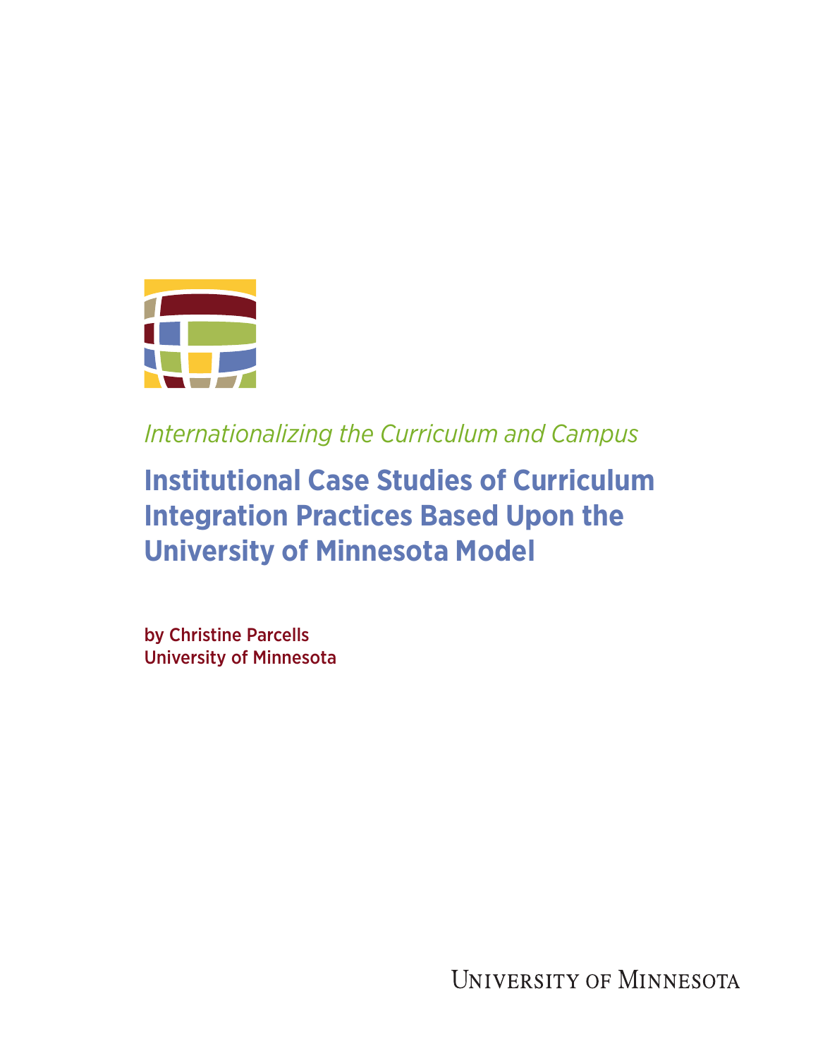*Internationalizing the Curriculum and Campus*

# Institutional Case Studies of Curriculum Integration Practices Based Upon the University of Minnesota Model

by Christine Parcells
University of Minnesota

University of Minnesota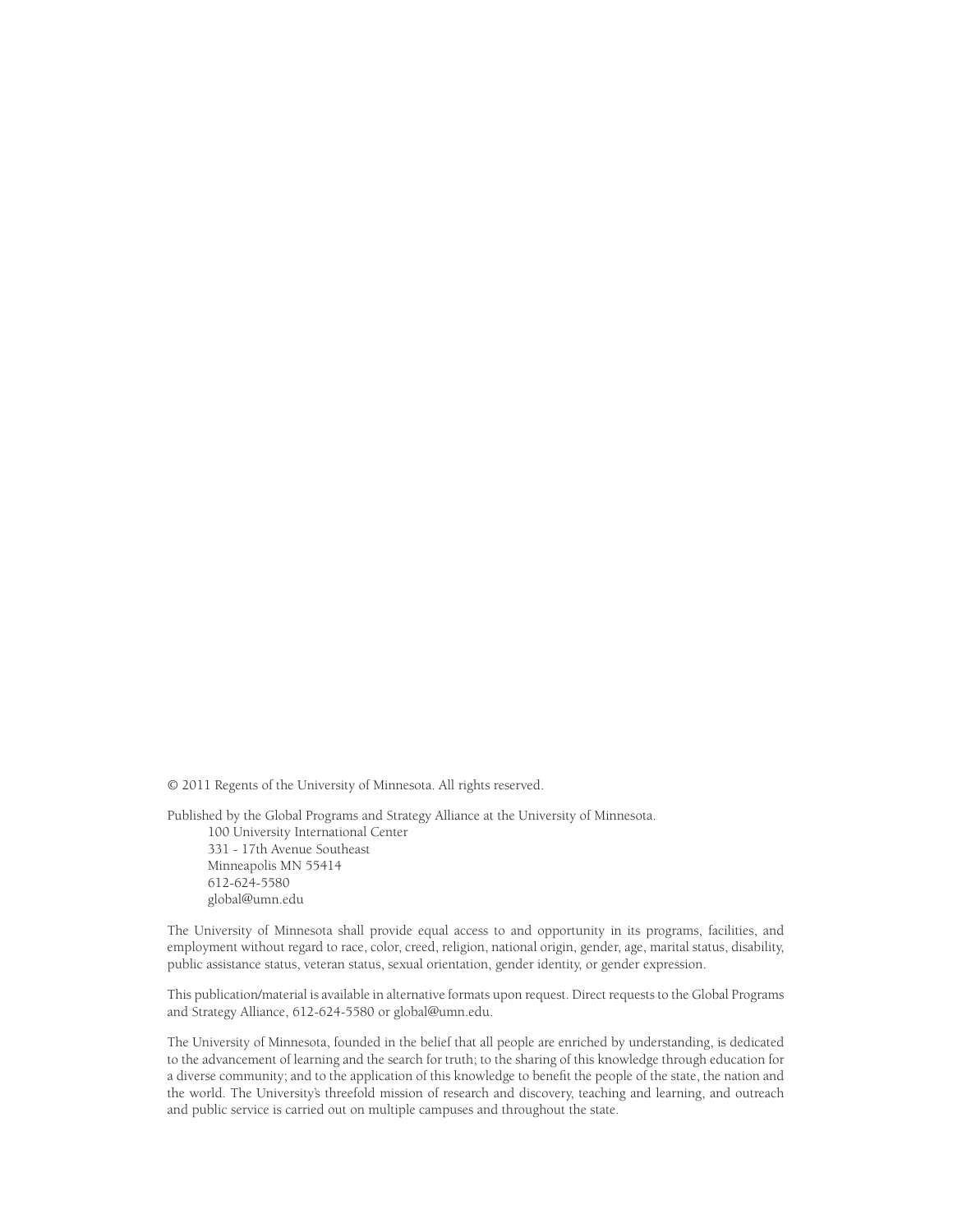© 2011 Regents of the University of Minnesota. All rights reserved.

Published by the Global Programs and Strategy Alliance at the University of Minnesota.

100 University International Center  
331 - 17th Avenue Southeast  
Minneapolis MN 55414  
612-624-5580  
global@umn.edu

The University of Minnesota shall provide equal access to and opportunity in its programs, facilities, and employment without regard to race, color, creed, religion, national origin, gender, age, marital status, disability, public assistance status, veteran status, sexual orientation, gender identity, or gender expression.

This publication/material is available in alternative formats upon request. Direct requests to the Global Programs and Strategy Alliance, 612-624-5580 or global@umn.edu.

The University of Minnesota, founded in the belief that all people are enriched by understanding, is dedicated to the advancement of learning and the search for truth; to the sharing of this knowledge through education for a diverse community; and to the application of this knowledge to benefit the people of the state, the nation and the world. The University's threefold mission of research and discovery, teaching and learning, and outreach and public service is carried out on multiple campuses and throughout the state.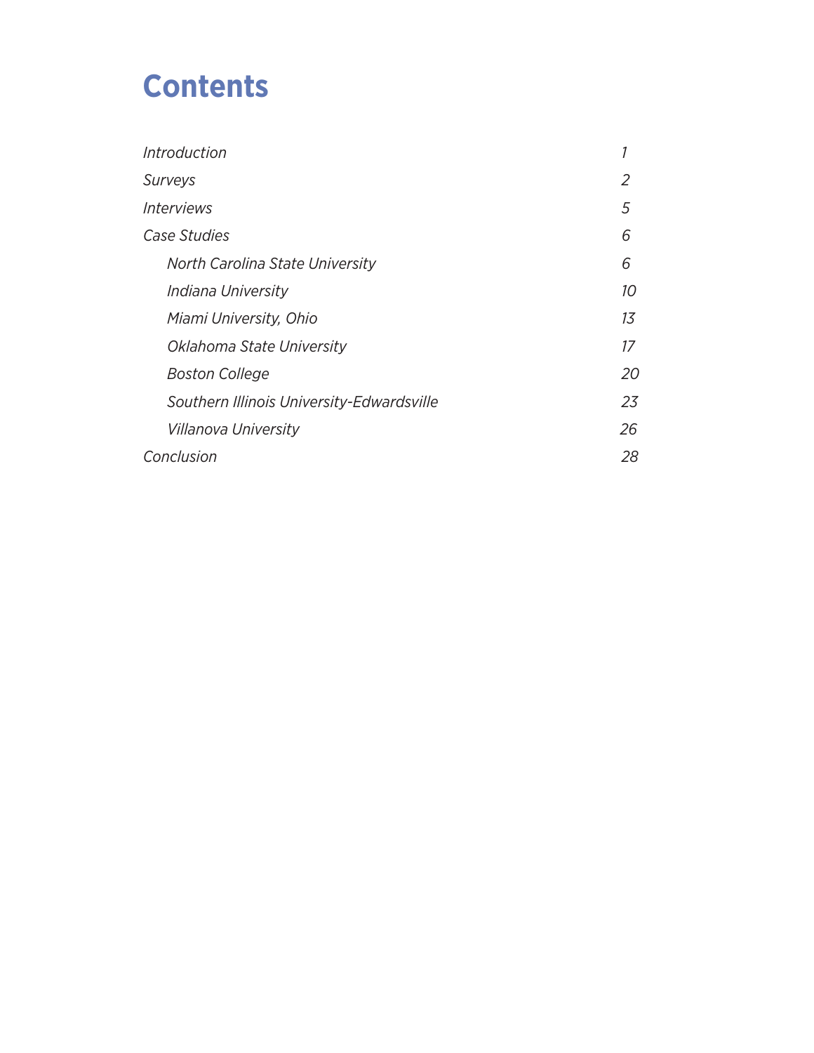# Contents

| | |
|---|---|
| *Introduction* | *1* |
| *Surveys* | *2* |
| *Interviews* | *5* |
| *Case Studies* | *6* |
| &nbsp;&nbsp;&nbsp;&nbsp;*North Carolina State University* | *6* |
| &nbsp;&nbsp;&nbsp;&nbsp;*Indiana University* | *10* |
| &nbsp;&nbsp;&nbsp;&nbsp;*Miami University, Ohio* | *13* |
| &nbsp;&nbsp;&nbsp;&nbsp;*Oklahoma State University* | *17* |
| &nbsp;&nbsp;&nbsp;&nbsp;*Boston College* | *20* |
| &nbsp;&nbsp;&nbsp;&nbsp;*Southern Illinois University-Edwardsville* | *23* |
| &nbsp;&nbsp;&nbsp;&nbsp;*Villanova University* | *26* |
| *Conclusion* | *28* |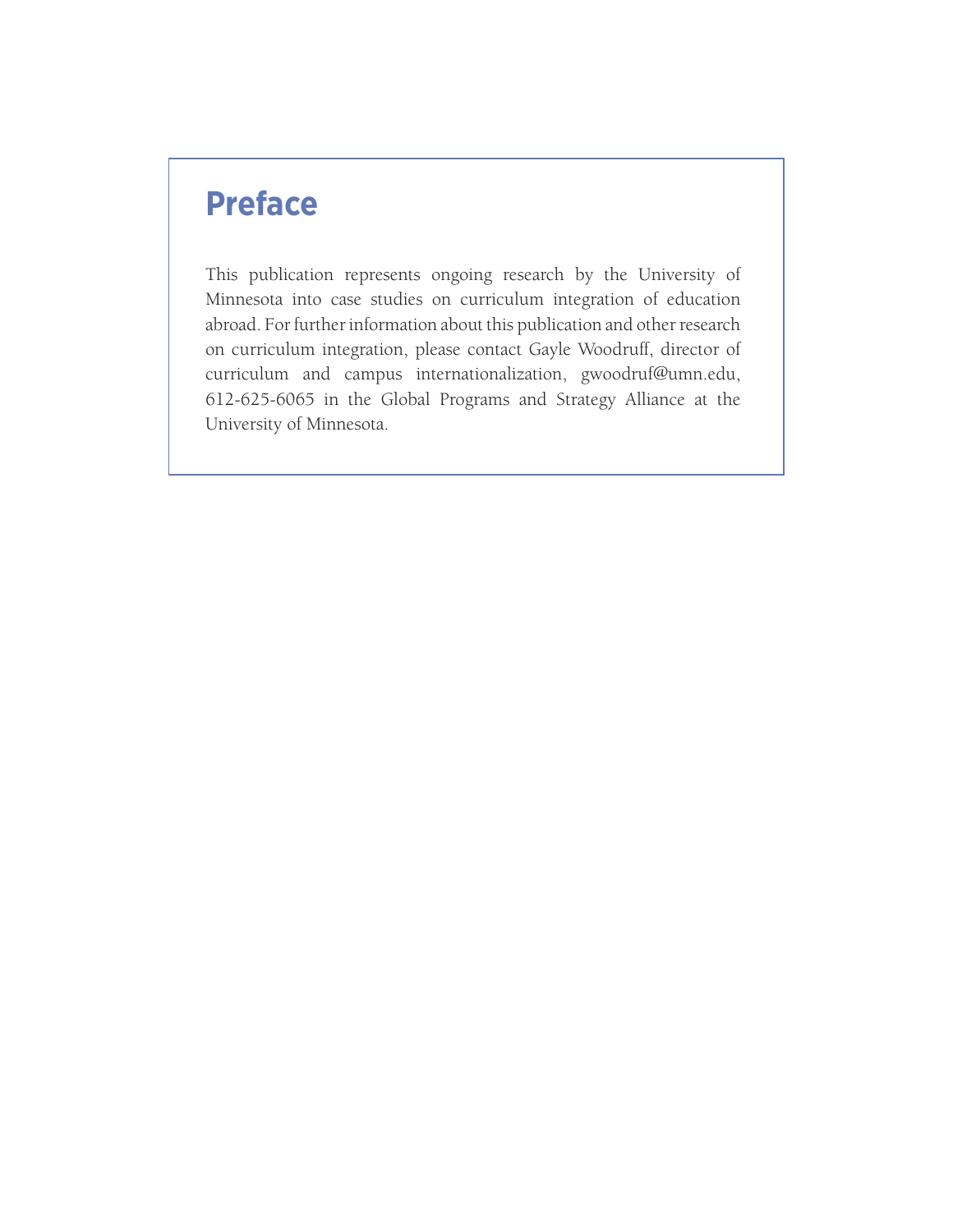# Preface

This publication represents ongoing research by the University of Minnesota into case studies on curriculum integration of education abroad. For further information about this publication and other research on curriculum integration, please contact Gayle Woodruff, director of curriculum and campus internationalization, gwoodruf@umn.edu, 612-625-6065 in the Global Programs and Strategy Alliance at the University of Minnesota.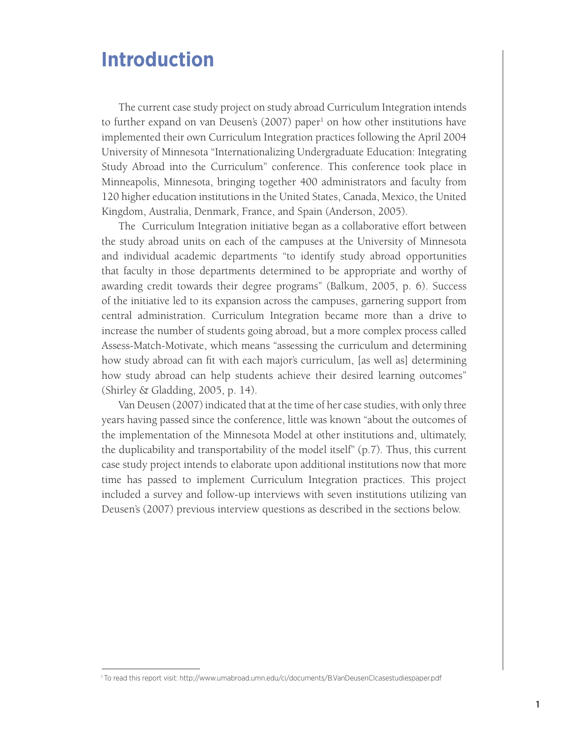# Introduction

The current case study project on study abroad Curriculum Integration intends to further expand on van Deusen's (2007) paper[1] on how other institutions have implemented their own Curriculum Integration practices following the April 2004 University of Minnesota "Internationalizing Undergraduate Education: Integrating Study Abroad into the Curriculum" conference. This conference took place in Minneapolis, Minnesota, bringing together 400 administrators and faculty from 120 higher education institutions in the United States, Canada, Mexico, the United Kingdom, Australia, Denmark, France, and Spain (Anderson, 2005).

The Curriculum Integration initiative began as a collaborative effort between the study abroad units on each of the campuses at the University of Minnesota and individual academic departments "to identify study abroad opportunities that faculty in those departments determined to be appropriate and worthy of awarding credit towards their degree programs" (Balkum, 2005, p. 6). Success of the initiative led to its expansion across the campuses, garnering support from central administration. Curriculum Integration became more than a drive to increase the number of students going abroad, but a more complex process called Assess-Match-Motivate, which means "assessing the curriculum and determining how study abroad can fit with each major's curriculum, [as well as] determining how study abroad can help students achieve their desired learning outcomes" (Shirley & Gladding, 2005, p. 14).

Van Deusen (2007) indicated that at the time of her case studies, with only three years having passed since the conference, little was known "about the outcomes of the implementation of the Minnesota Model at other institutions and, ultimately, the duplicability and transportability of the model itself" (p.7). Thus, this current case study project intends to elaborate upon additional institutions now that more time has passed to implement Curriculum Integration practices. This project included a survey and follow-up interviews with seven institutions utilizing van Deusen's (2007) previous interview questions as described in the sections below.

[1] To read this report visit: http://www.umabroad.umn.edu/ci/documents/B.VanDeusenCIcasestudiespaper.pdf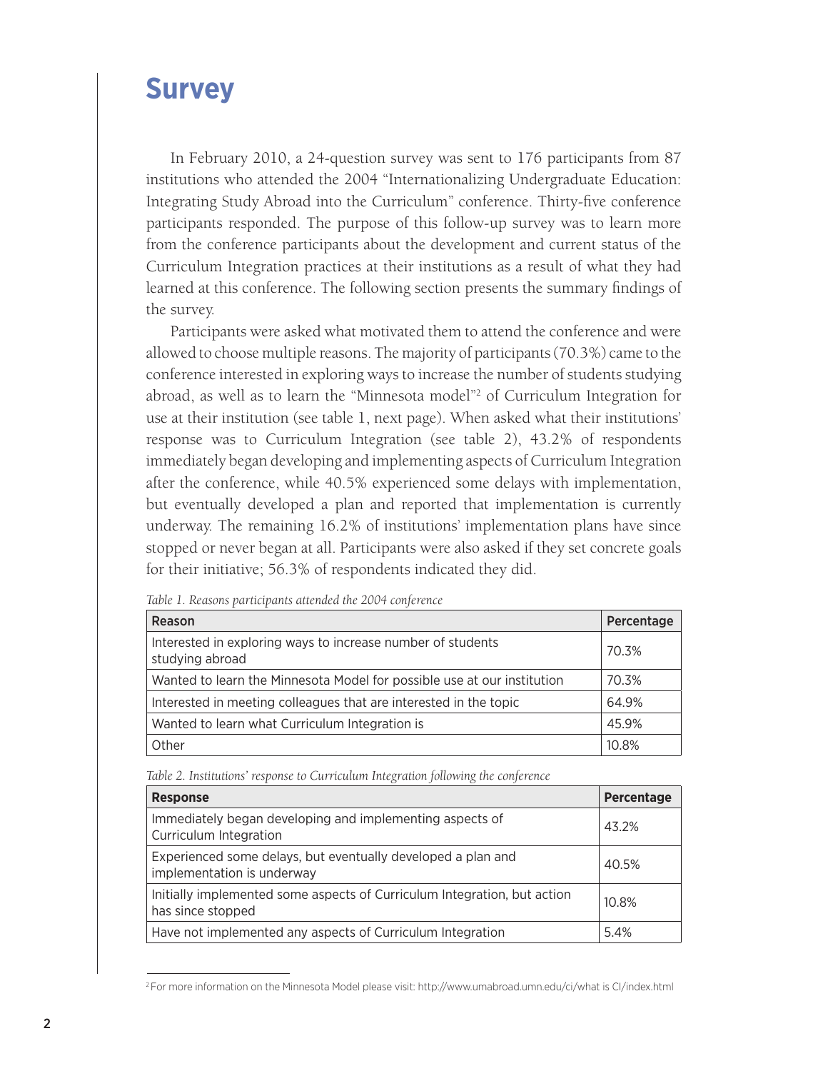# Survey

In February 2010, a 24-question survey was sent to 176 participants from 87 institutions who attended the 2004 "Internationalizing Undergraduate Education: Integrating Study Abroad into the Curriculum" conference. Thirty-five conference participants responded. The purpose of this follow-up survey was to learn more from the conference participants about the development and current status of the Curriculum Integration practices at their institutions as a result of what they had learned at this conference. The following section presents the summary findings of the survey.

Participants were asked what motivated them to attend the conference and were allowed to choose multiple reasons. The majority of participants (70.3%) came to the conference interested in exploring ways to increase the number of students studying abroad, as well as to learn the "Minnesota model"[2] of Curriculum Integration for use at their institution (see table 1, next page). When asked what their institutions' response was to Curriculum Integration (see table 2), 43.2% of respondents immediately began developing and implementing aspects of Curriculum Integration after the conference, while 40.5% experienced some delays with implementation, but eventually developed a plan and reported that implementation is currently underway. The remaining 16.2% of institutions' implementation plans have since stopped or never began at all. Participants were also asked if they set concrete goals for their initiative; 56.3% of respondents indicated they did.

*Table 1. Reasons participants attended the 2004 conference*

| Reason | Percentage |
|---|---|
| Interested in exploring ways to increase number of students studying abroad | 70.3% |
| Wanted to learn the Minnesota Model for possible use at our institution | 70.3% |
| Interested in meeting colleagues that are interested in the topic | 64.9% |
| Wanted to learn what Curriculum Integration is | 45.9% |
| Other | 10.8% |

*Table 2. Institutions' response to Curriculum Integration following the conference*

| Response | Percentage |
|---|---|
| Immediately began developing and implementing aspects of Curriculum Integration | 43.2% |
| Experienced some delays, but eventually developed a plan and implementation is underway | 40.5% |
| Initially implemented some aspects of Curriculum Integration, but action has since stopped | 10.8% |
| Have not implemented any aspects of Curriculum Integration | 5.4% |

[2] For more information on the Minnesota Model please visit: http://www.umabroad.umn.edu/ci/what is CI/index.html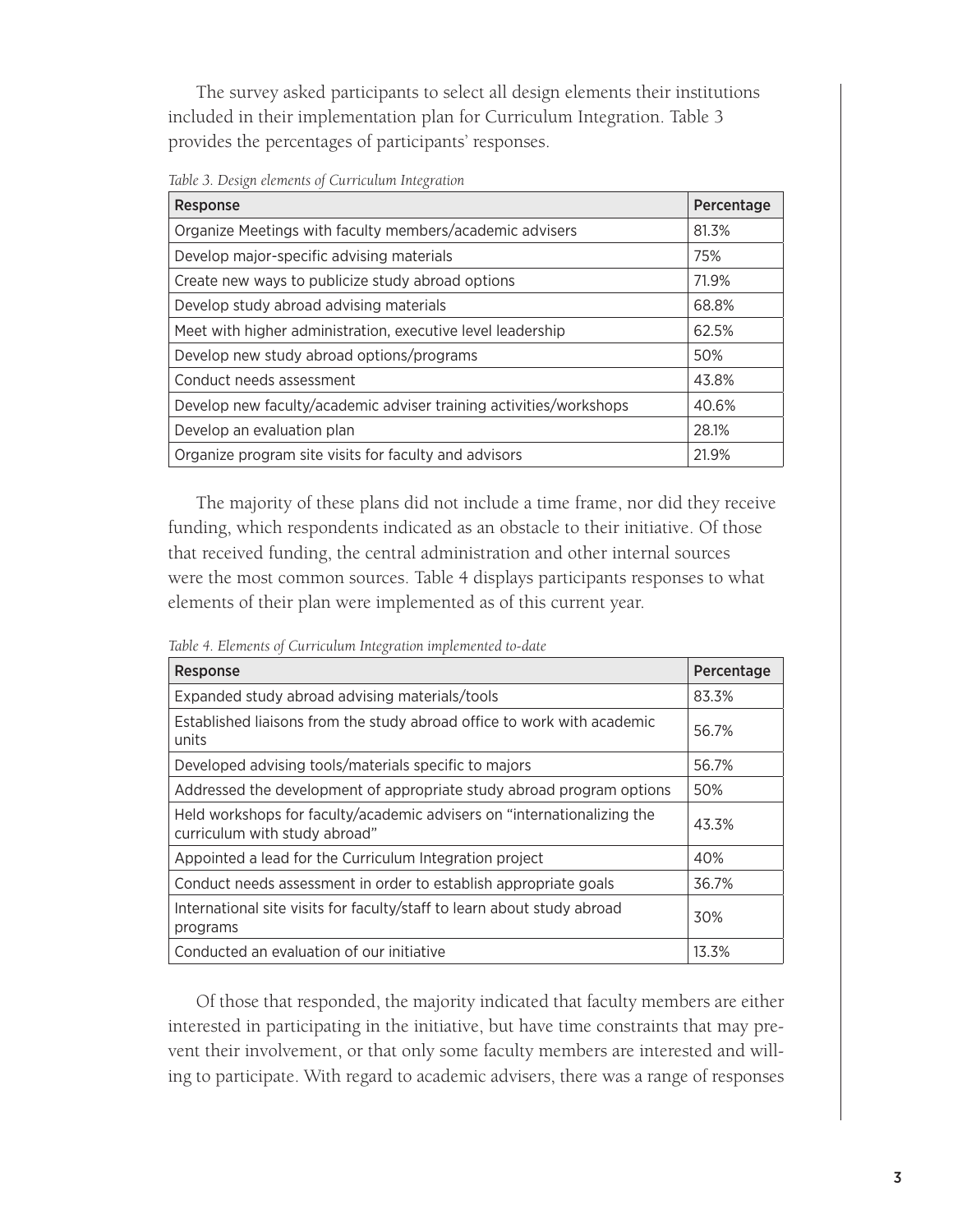The survey asked participants to select all design elements their institutions included in their implementation plan for Curriculum Integration. Table 3 provides the percentages of participants' responses.

*Table 3. Design elements of Curriculum Integration*

| Response | Percentage |
|---|---|
| Organize Meetings with faculty members/academic advisers | 81.3% |
| Develop major-specific advising materials | 75% |
| Create new ways to publicize study abroad options | 71.9% |
| Develop study abroad advising materials | 68.8% |
| Meet with higher administration, executive level leadership | 62.5% |
| Develop new study abroad options/programs | 50% |
| Conduct needs assessment | 43.8% |
| Develop new faculty/academic adviser training activities/workshops | 40.6% |
| Develop an evaluation plan | 28.1% |
| Organize program site visits for faculty and advisors | 21.9% |

The majority of these plans did not include a time frame, nor did they receive funding, which respondents indicated as an obstacle to their initiative. Of those that received funding, the central administration and other internal sources were the most common sources. Table 4 displays participants responses to what elements of their plan were implemented as of this current year.

*Table 4. Elements of Curriculum Integration implemented to-date*

| Response | Percentage |
|---|---|
| Expanded study abroad advising materials/tools | 83.3% |
| Established liaisons from the study abroad office to work with academic units | 56.7% |
| Developed advising tools/materials specific to majors | 56.7% |
| Addressed the development of appropriate study abroad program options | 50% |
| Held workshops for faculty/academic advisers on "internationalizing the curriculum with study abroad" | 43.3% |
| Appointed a lead for the Curriculum Integration project | 40% |
| Conduct needs assessment in order to establish appropriate goals | 36.7% |
| International site visits for faculty/staff to learn about study abroad programs | 30% |
| Conducted an evaluation of our initiative | 13.3% |

Of those that responded, the majority indicated that faculty members are either interested in participating in the initiative, but have time constraints that may prevent their involvement, or that only some faculty members are interested and willing to participate. With regard to academic advisers, there was a range of responses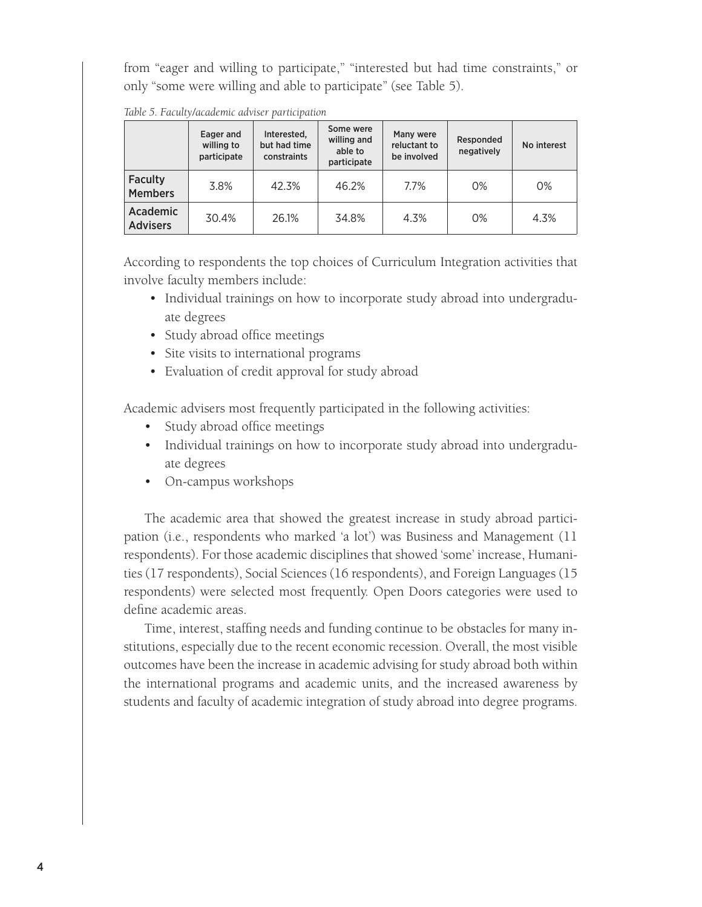from "eager and willing to participate," "interested but had time constraints," or only "some were willing and able to participate" (see Table 5).

*Table 5. Faculty/academic adviser participation*

| | Eager and willing to participate | Interested, but had time constraints | Some were willing and able to participate | Many were reluctant to be involved | Responded negatively | No interest |
|---|---|---|---|---|---|---|
| Faculty Members | 3.8% | 42.3% | 46.2% | 7.7% | 0% | 0% |
| Academic Advisers | 30.4% | 26.1% | 34.8% | 4.3% | 0% | 4.3% |

According to respondents the top choices of Curriculum Integration activities that involve faculty members include:

- Individual trainings on how to incorporate study abroad into undergraduate degrees
- Study abroad office meetings
- Site visits to international programs
- Evaluation of credit approval for study abroad

Academic advisers most frequently participated in the following activities:

- Study abroad office meetings
- Individual trainings on how to incorporate study abroad into undergraduate degrees
- On-campus workshops

The academic area that showed the greatest increase in study abroad participation (i.e., respondents who marked 'a lot') was Business and Management (11 respondents). For those academic disciplines that showed 'some' increase, Humanities (17 respondents), Social Sciences (16 respondents), and Foreign Languages (15 respondents) were selected most frequently. Open Doors categories were used to define academic areas.

Time, interest, staffing needs and funding continue to be obstacles for many institutions, especially due to the recent economic recession. Overall, the most visible outcomes have been the increase in academic advising for study abroad both within the international programs and academic units, and the increased awareness by students and faculty of academic integration of study abroad into degree programs.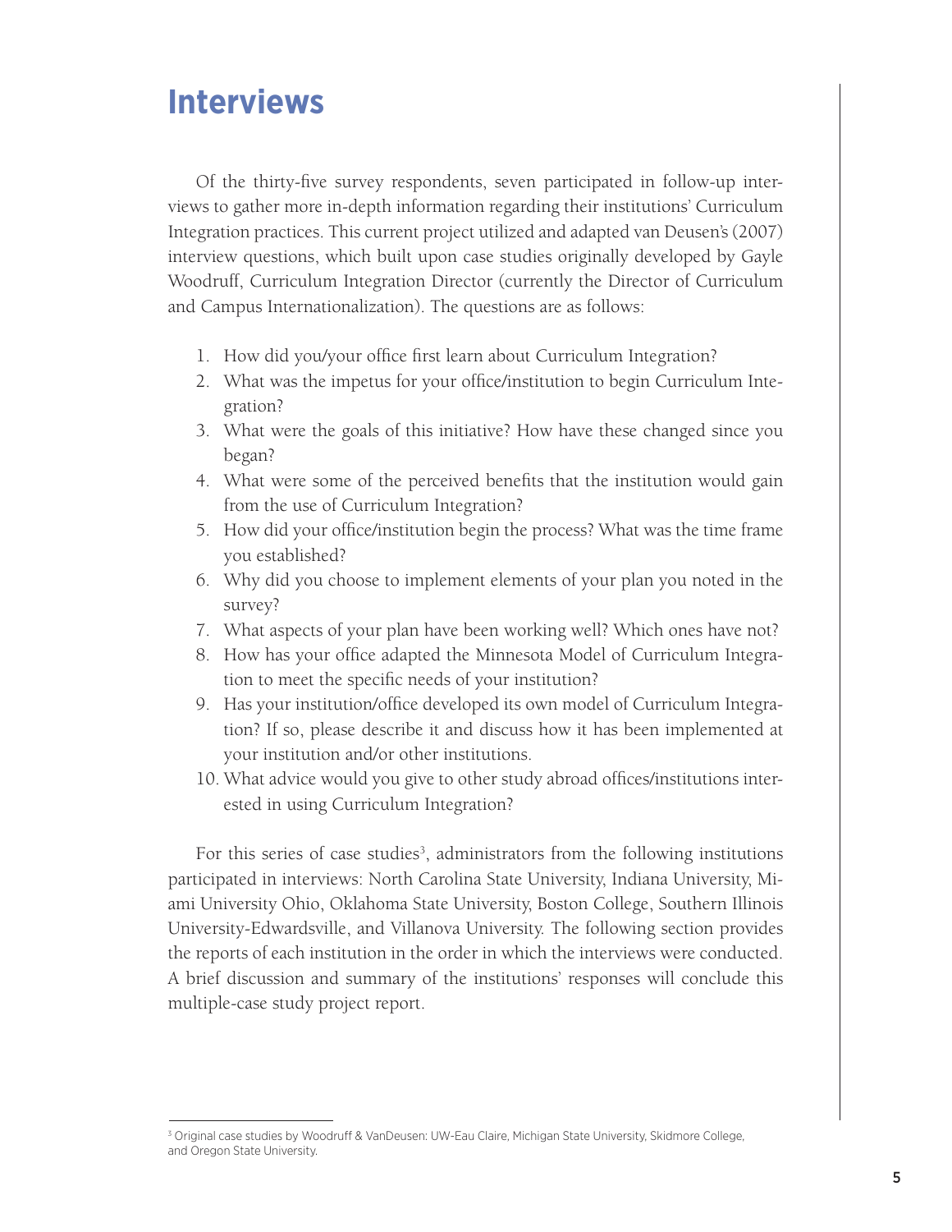# Interviews

Of the thirty-five survey respondents, seven participated in follow-up interviews to gather more in-depth information regarding their institutions' Curriculum Integration practices. This current project utilized and adapted van Deusen's (2007) interview questions, which built upon case studies originally developed by Gayle Woodruff, Curriculum Integration Director (currently the Director of Curriculum and Campus Internationalization). The questions are as follows:

1. How did you/your office first learn about Curriculum Integration?
2. What was the impetus for your office/institution to begin Curriculum Integration?
3. What were the goals of this initiative? How have these changed since you began?
4. What were some of the perceived benefits that the institution would gain from the use of Curriculum Integration?
5. How did your office/institution begin the process? What was the time frame you established?
6. Why did you choose to implement elements of your plan you noted in the survey?
7. What aspects of your plan have been working well? Which ones have not?
8. How has your office adapted the Minnesota Model of Curriculum Integration to meet the specific needs of your institution?
9. Has your institution/office developed its own model of Curriculum Integration? If so, please describe it and discuss how it has been implemented at your institution and/or other institutions.
10. What advice would you give to other study abroad offices/institutions interested in using Curriculum Integration?

For this series of case studies[3], administrators from the following institutions participated in interviews: North Carolina State University, Indiana University, Miami University Ohio, Oklahoma State University, Boston College, Southern Illinois University-Edwardsville, and Villanova University. The following section provides the reports of each institution in the order in which the interviews were conducted. A brief discussion and summary of the institutions' responses will conclude this multiple-case study project report.

---

[3] Original case studies by Woodruff & VanDeusen: UW-Eau Claire, Michigan State University, Skidmore College, and Oregon State University.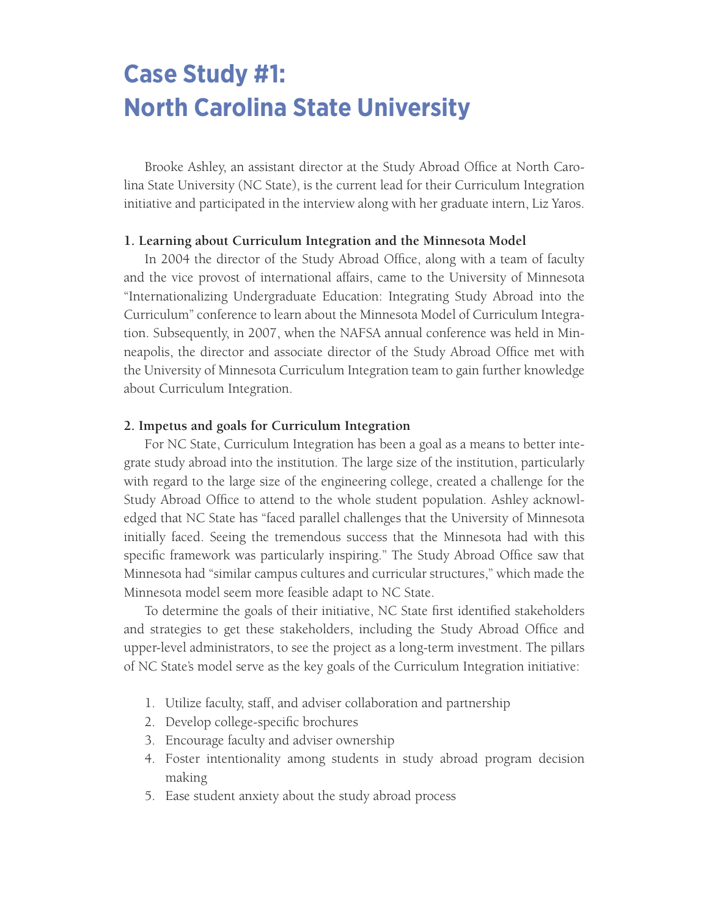# Case Study #1: North Carolina State University

Brooke Ashley, an assistant director at the Study Abroad Office at North Carolina State University (NC State), is the current lead for their Curriculum Integration initiative and participated in the interview along with her graduate intern, Liz Yaros.

**1. Learning about Curriculum Integration and the Minnesota Model**

In 2004 the director of the Study Abroad Office, along with a team of faculty and the vice provost of international affairs, came to the University of Minnesota "Internationalizing Undergraduate Education: Integrating Study Abroad into the Curriculum" conference to learn about the Minnesota Model of Curriculum Integration. Subsequently, in 2007, when the NAFSA annual conference was held in Minneapolis, the director and associate director of the Study Abroad Office met with the University of Minnesota Curriculum Integration team to gain further knowledge about Curriculum Integration.

**2. Impetus and goals for Curriculum Integration**

For NC State, Curriculum Integration has been a goal as a means to better integrate study abroad into the institution. The large size of the institution, particularly with regard to the large size of the engineering college, created a challenge for the Study Abroad Office to attend to the whole student population. Ashley acknowledged that NC State has "faced parallel challenges that the University of Minnesota initially faced. Seeing the tremendous success that the Minnesota had with this specific framework was particularly inspiring." The Study Abroad Office saw that Minnesota had "similar campus cultures and curricular structures," which made the Minnesota model seem more feasible adapt to NC State.

To determine the goals of their initiative, NC State first identified stakeholders and strategies to get these stakeholders, including the Study Abroad Office and upper-level administrators, to see the project as a long-term investment. The pillars of NC State's model serve as the key goals of the Curriculum Integration initiative:

1. Utilize faculty, staff, and adviser collaboration and partnership
2. Develop college-specific brochures
3. Encourage faculty and adviser ownership
4. Foster intentionality among students in study abroad program decision making
5. Ease student anxiety about the study abroad process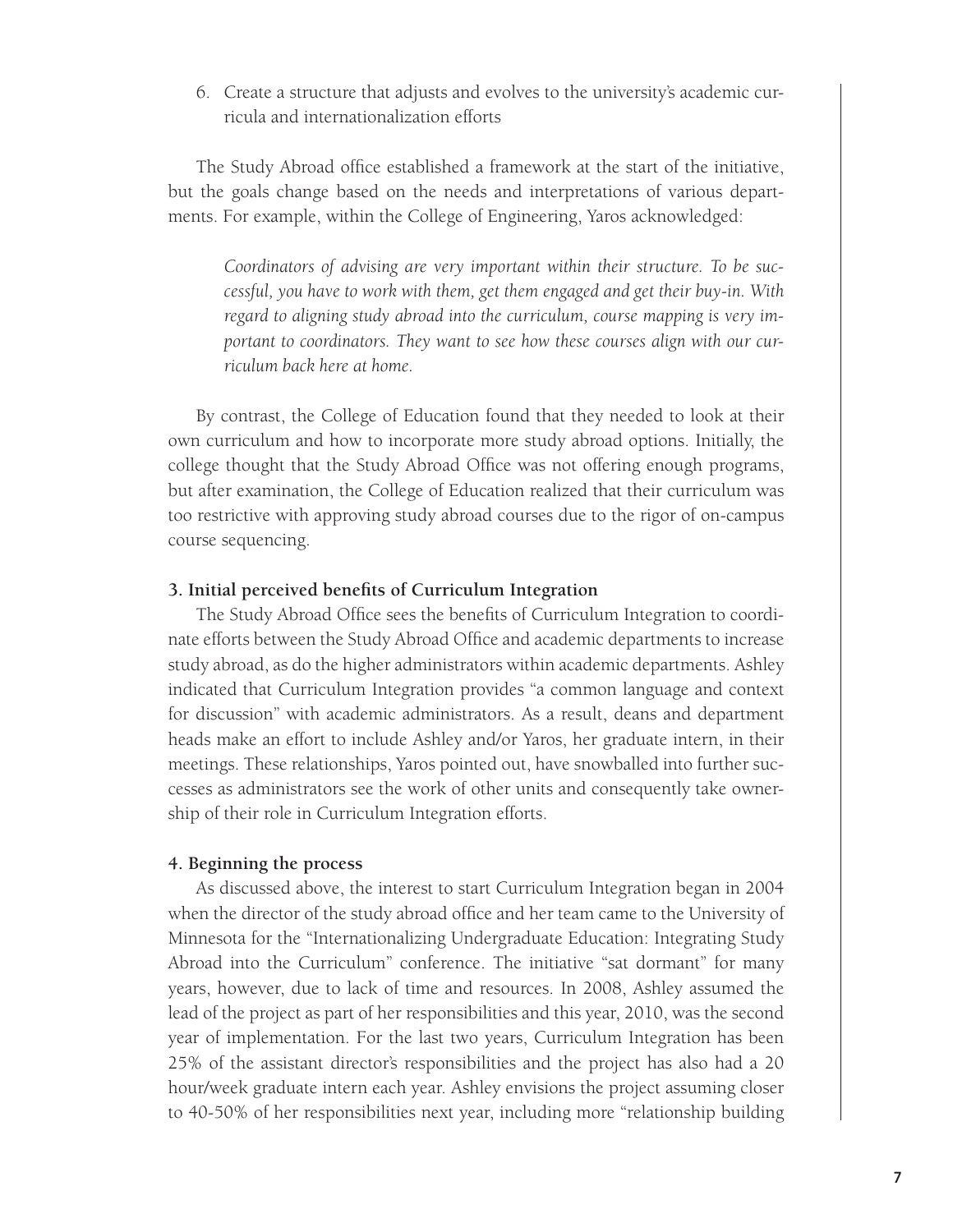6. Create a structure that adjusts and evolves to the university's academic curricula and internationalization efforts

The Study Abroad office established a framework at the start of the initiative, but the goals change based on the needs and interpretations of various departments. For example, within the College of Engineering, Yaros acknowledged:

> *Coordinators of advising are very important within their structure. To be successful, you have to work with them, get them engaged and get their buy-in. With regard to aligning study abroad into the curriculum, course mapping is very important to coordinators. They want to see how these courses align with our curriculum back here at home.*

By contrast, the College of Education found that they needed to look at their own curriculum and how to incorporate more study abroad options. Initially, the college thought that the Study Abroad Office was not offering enough programs, but after examination, the College of Education realized that their curriculum was too restrictive with approving study abroad courses due to the rigor of on-campus course sequencing.

### 3. Initial perceived benefits of Curriculum Integration

The Study Abroad Office sees the benefits of Curriculum Integration to coordinate efforts between the Study Abroad Office and academic departments to increase study abroad, as do the higher administrators within academic departments. Ashley indicated that Curriculum Integration provides "a common language and context for discussion" with academic administrators. As a result, deans and department heads make an effort to include Ashley and/or Yaros, her graduate intern, in their meetings. These relationships, Yaros pointed out, have snowballed into further successes as administrators see the work of other units and consequently take ownership of their role in Curriculum Integration efforts.

### 4. Beginning the process

As discussed above, the interest to start Curriculum Integration began in 2004 when the director of the study abroad office and her team came to the University of Minnesota for the "Internationalizing Undergraduate Education: Integrating Study Abroad into the Curriculum" conference. The initiative "sat dormant" for many years, however, due to lack of time and resources. In 2008, Ashley assumed the lead of the project as part of her responsibilities and this year, 2010, was the second year of implementation. For the last two years, Curriculum Integration has been 25% of the assistant director's responsibilities and the project has also had a 20 hour/week graduate intern each year. Ashley envisions the project assuming closer to 40-50% of her responsibilities next year, including more "relationship building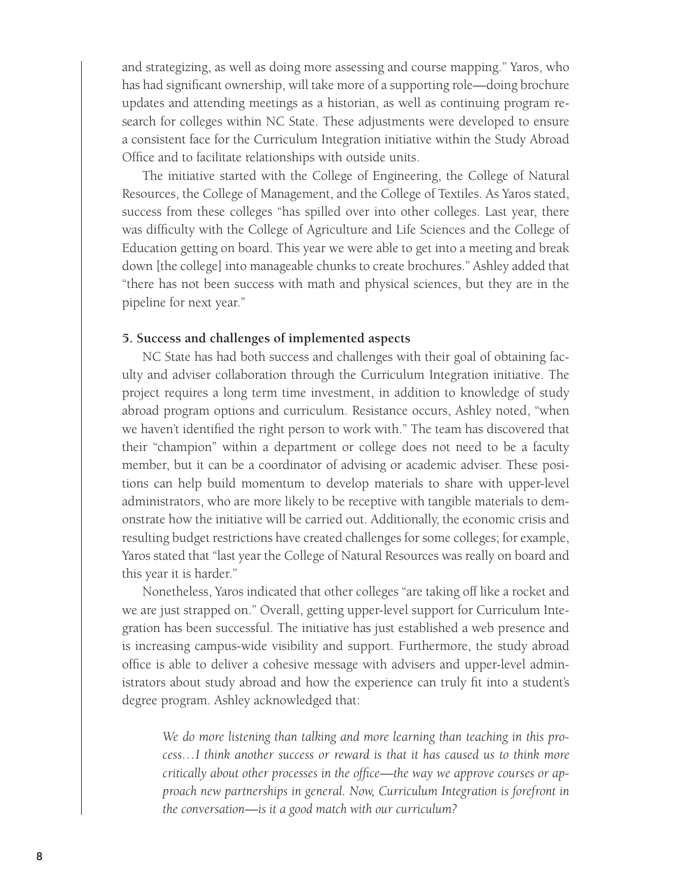and strategizing, as well as doing more assessing and course mapping." Yaros, who has had significant ownership, will take more of a supporting role—doing brochure updates and attending meetings as a historian, as well as continuing program research for colleges within NC State. These adjustments were developed to ensure a consistent face for the Curriculum Integration initiative within the Study Abroad Office and to facilitate relationships with outside units.

The initiative started with the College of Engineering, the College of Natural Resources, the College of Management, and the College of Textiles. As Yaros stated, success from these colleges "has spilled over into other colleges. Last year, there was difficulty with the College of Agriculture and Life Sciences and the College of Education getting on board. This year we were able to get into a meeting and break down [the college] into manageable chunks to create brochures." Ashley added that "there has not been success with math and physical sciences, but they are in the pipeline for next year."

### 5. Success and challenges of implemented aspects

NC State has had both success and challenges with their goal of obtaining faculty and adviser collaboration through the Curriculum Integration initiative. The project requires a long term time investment, in addition to knowledge of study abroad program options and curriculum. Resistance occurs, Ashley noted, "when we haven't identified the right person to work with." The team has discovered that their "champion" within a department or college does not need to be a faculty member, but it can be a coordinator of advising or academic adviser. These positions can help build momentum to develop materials to share with upper-level administrators, who are more likely to be receptive with tangible materials to demonstrate how the initiative will be carried out. Additionally, the economic crisis and resulting budget restrictions have created challenges for some colleges; for example, Yaros stated that "last year the College of Natural Resources was really on board and this year it is harder."

Nonetheless, Yaros indicated that other colleges "are taking off like a rocket and we are just strapped on." Overall, getting upper-level support for Curriculum Integration has been successful. The initiative has just established a web presence and is increasing campus-wide visibility and support. Furthermore, the study abroad office is able to deliver a cohesive message with advisers and upper-level administrators about study abroad and how the experience can truly fit into a student's degree program. Ashley acknowledged that:

> *We do more listening than talking and more learning than teaching in this process…I think another success or reward is that it has caused us to think more critically about other processes in the office—the way we approve courses or approach new partnerships in general. Now, Curriculum Integration is forefront in the conversation—is it a good match with our curriculum?*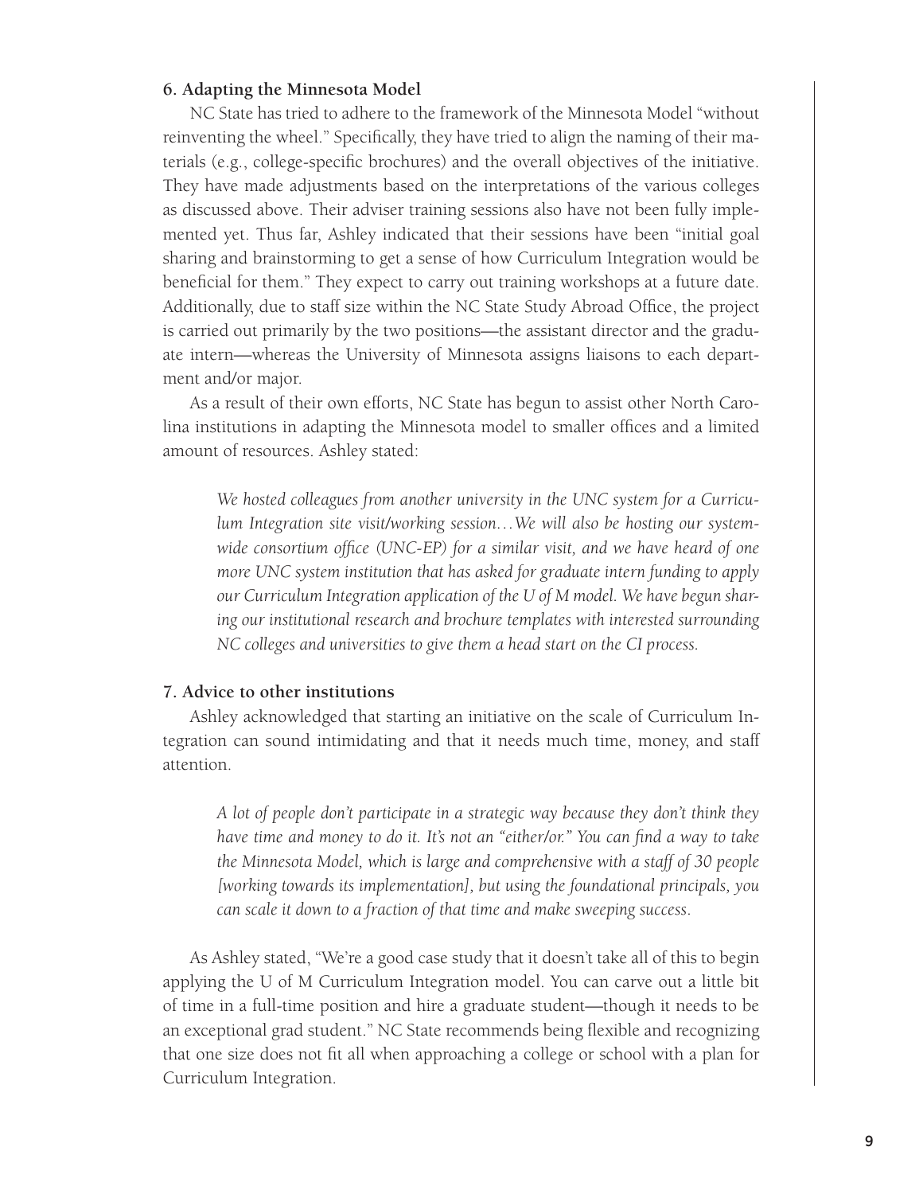### 6. Adapting the Minnesota Model

NC State has tried to adhere to the framework of the Minnesota Model "without reinventing the wheel." Specifically, they have tried to align the naming of their materials (e.g., college-specific brochures) and the overall objectives of the initiative. They have made adjustments based on the interpretations of the various colleges as discussed above. Their adviser training sessions also have not been fully implemented yet. Thus far, Ashley indicated that their sessions have been "initial goal sharing and brainstorming to get a sense of how Curriculum Integration would be beneficial for them." They expect to carry out training workshops at a future date. Additionally, due to staff size within the NC State Study Abroad Office, the project is carried out primarily by the two positions—the assistant director and the graduate intern—whereas the University of Minnesota assigns liaisons to each department and/or major.

As a result of their own efforts, NC State has begun to assist other North Carolina institutions in adapting the Minnesota model to smaller offices and a limited amount of resources. Ashley stated:

> *We hosted colleagues from another university in the UNC system for a Curriculum Integration site visit/working session…We will also be hosting our system-wide consortium office (UNC-EP) for a similar visit, and we have heard of one more UNC system institution that has asked for graduate intern funding to apply our Curriculum Integration application of the U of M model. We have begun sharing our institutional research and brochure templates with interested surrounding NC colleges and universities to give them a head start on the CI process.*

### 7. Advice to other institutions

Ashley acknowledged that starting an initiative on the scale of Curriculum Integration can sound intimidating and that it needs much time, money, and staff attention.

> *A lot of people don't participate in a strategic way because they don't think they have time and money to do it. It's not an "either/or." You can find a way to take the Minnesota Model, which is large and comprehensive with a staff of 30 people [working towards its implementation], but using the foundational principals, you can scale it down to a fraction of that time and make sweeping success.*

As Ashley stated, "We're a good case study that it doesn't take all of this to begin applying the U of M Curriculum Integration model. You can carve out a little bit of time in a full-time position and hire a graduate student—though it needs to be an exceptional grad student." NC State recommends being flexible and recognizing that one size does not fit all when approaching a college or school with a plan for Curriculum Integration.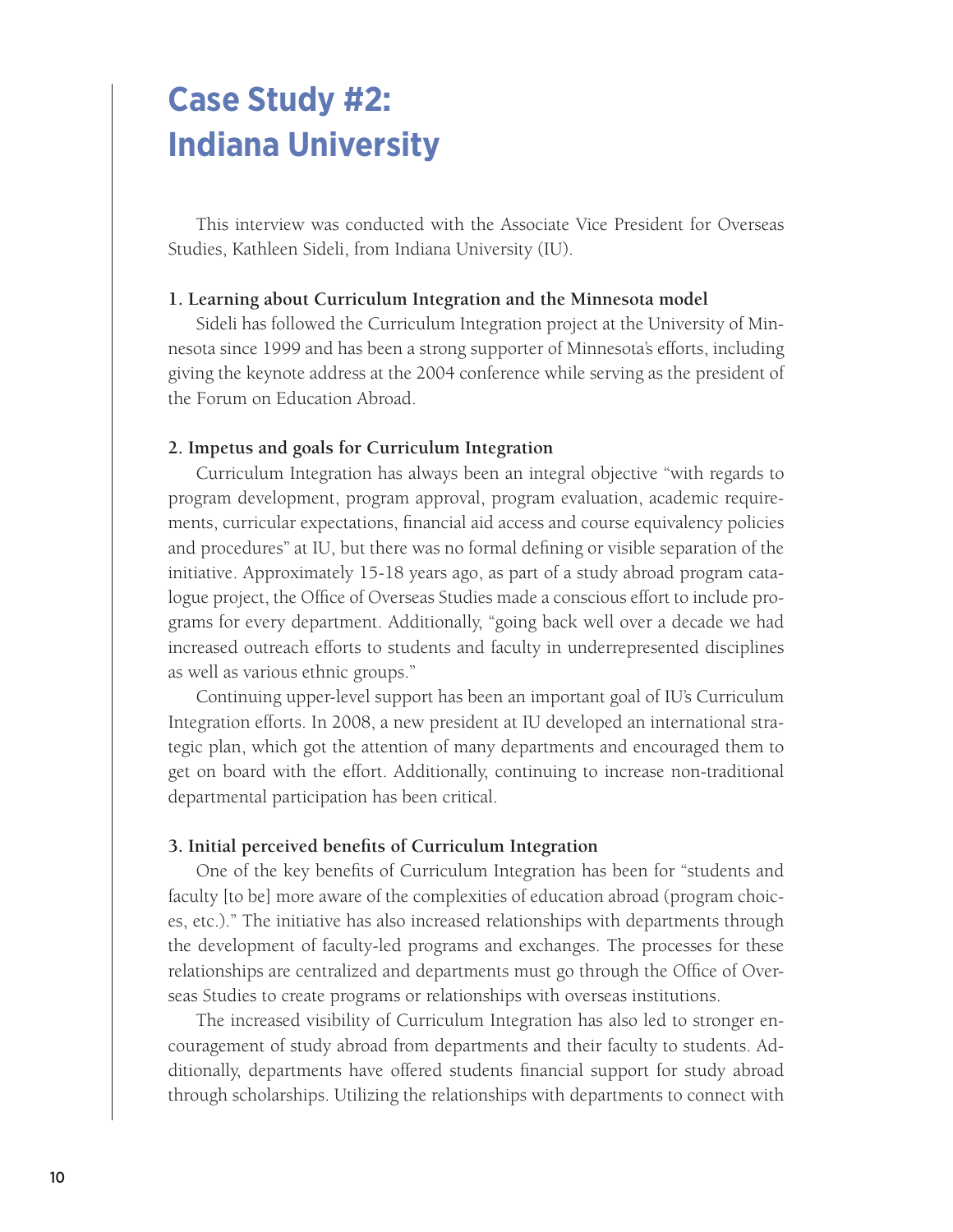# Case Study #2: Indiana University

This interview was conducted with the Associate Vice President for Overseas Studies, Kathleen Sideli, from Indiana University (IU).

### 1. Learning about Curriculum Integration and the Minnesota model

Sideli has followed the Curriculum Integration project at the University of Minnesota since 1999 and has been a strong supporter of Minnesota's efforts, including giving the keynote address at the 2004 conference while serving as the president of the Forum on Education Abroad.

### 2. Impetus and goals for Curriculum Integration

Curriculum Integration has always been an integral objective "with regards to program development, program approval, program evaluation, academic requirements, curricular expectations, financial aid access and course equivalency policies and procedures" at IU, but there was no formal defining or visible separation of the initiative. Approximately 15-18 years ago, as part of a study abroad program catalogue project, the Office of Overseas Studies made a conscious effort to include programs for every department. Additionally, "going back well over a decade we had increased outreach efforts to students and faculty in underrepresented disciplines as well as various ethnic groups."

Continuing upper-level support has been an important goal of IU's Curriculum Integration efforts. In 2008, a new president at IU developed an international strategic plan, which got the attention of many departments and encouraged them to get on board with the effort. Additionally, continuing to increase non-traditional departmental participation has been critical.

### 3. Initial perceived benefits of Curriculum Integration

One of the key benefits of Curriculum Integration has been for "students and faculty [to be] more aware of the complexities of education abroad (program choices, etc.)." The initiative has also increased relationships with departments through the development of faculty-led programs and exchanges. The processes for these relationships are centralized and departments must go through the Office of Overseas Studies to create programs or relationships with overseas institutions.

The increased visibility of Curriculum Integration has also led to stronger encouragement of study abroad from departments and their faculty to students. Additionally, departments have offered students financial support for study abroad through scholarships. Utilizing the relationships with departments to connect with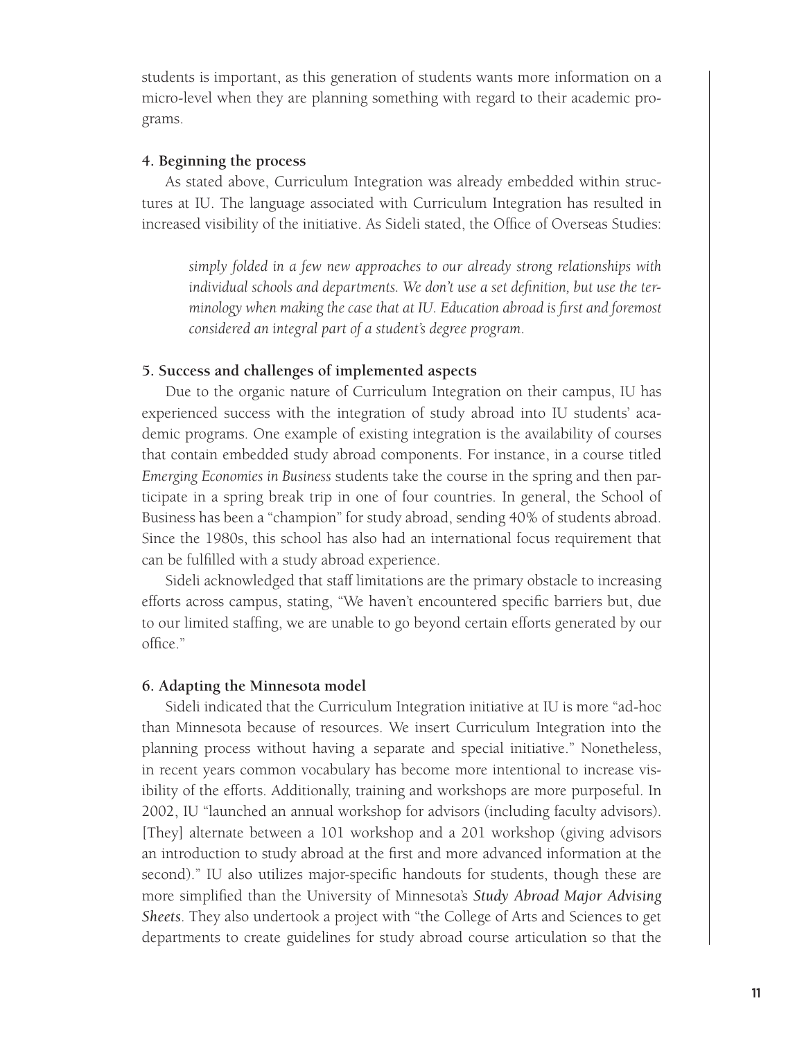students is important, as this generation of students wants more information on a micro-level when they are planning something with regard to their academic programs.

### 4. Beginning the process

As stated above, Curriculum Integration was already embedded within structures at IU. The language associated with Curriculum Integration has resulted in increased visibility of the initiative. As Sideli stated, the Office of Overseas Studies:

> *simply folded in a few new approaches to our already strong relationships with individual schools and departments. We don't use a set definition, but use the terminology when making the case that at IU. Education abroad is first and foremost considered an integral part of a student's degree program.*

### 5. Success and challenges of implemented aspects

Due to the organic nature of Curriculum Integration on their campus, IU has experienced success with the integration of study abroad into IU students' academic programs. One example of existing integration is the availability of courses that contain embedded study abroad components. For instance, in a course titled *Emerging Economies in Business* students take the course in the spring and then participate in a spring break trip in one of four countries. In general, the School of Business has been a "champion" for study abroad, sending 40% of students abroad. Since the 1980s, this school has also had an international focus requirement that can be fulfilled with a study abroad experience.

Sideli acknowledged that staff limitations are the primary obstacle to increasing efforts across campus, stating, "We haven't encountered specific barriers but, due to our limited staffing, we are unable to go beyond certain efforts generated by our office."

### 6. Adapting the Minnesota model

Sideli indicated that the Curriculum Integration initiative at IU is more "ad-hoc than Minnesota because of resources. We insert Curriculum Integration into the planning process without having a separate and special initiative." Nonetheless, in recent years common vocabulary has become more intentional to increase visibility of the efforts. Additionally, training and workshops are more purposeful. In 2002, IU "launched an annual workshop for advisors (including faculty advisors). [They] alternate between a 101 workshop and a 201 workshop (giving advisors an introduction to study abroad at the first and more advanced information at the second)." IU also utilizes major-specific handouts for students, though these are more simplified than the University of Minnesota's ***Study Abroad Major Advising Sheets***. They also undertook a project with "the College of Arts and Sciences to get departments to create guidelines for study abroad course articulation so that the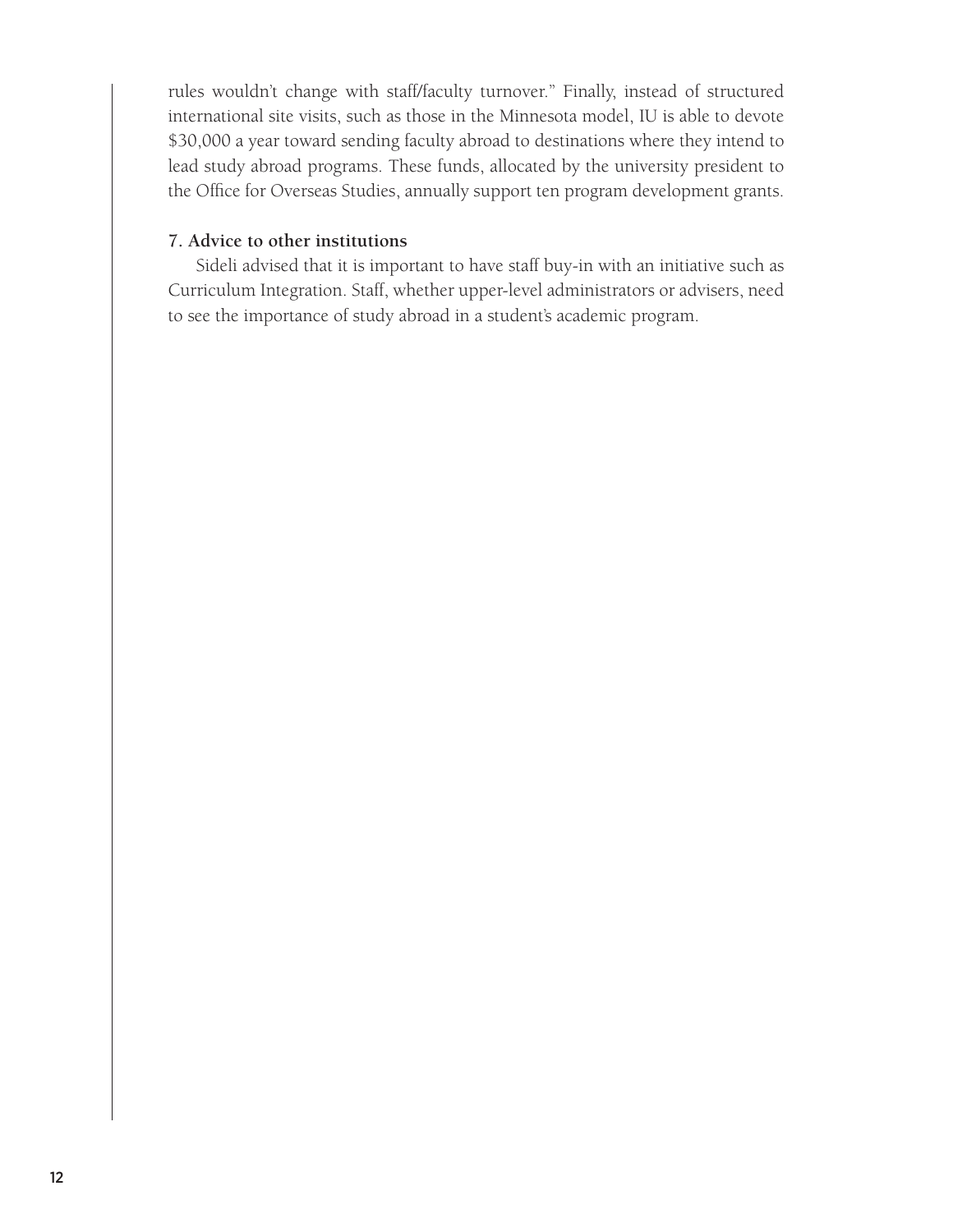rules wouldn't change with staff/faculty turnover." Finally, instead of structured international site visits, such as those in the Minnesota model, IU is able to devote $30,000 a year toward sending faculty abroad to destinations where they intend to lead study abroad programs. These funds, allocated by the university president to the Office for Overseas Studies, annually support ten program development grants.

### 7. Advice to other institutions

Sideli advised that it is important to have staff buy-in with an initiative such as Curriculum Integration. Staff, whether upper-level administrators or advisers, need to see the importance of study abroad in a student's academic program.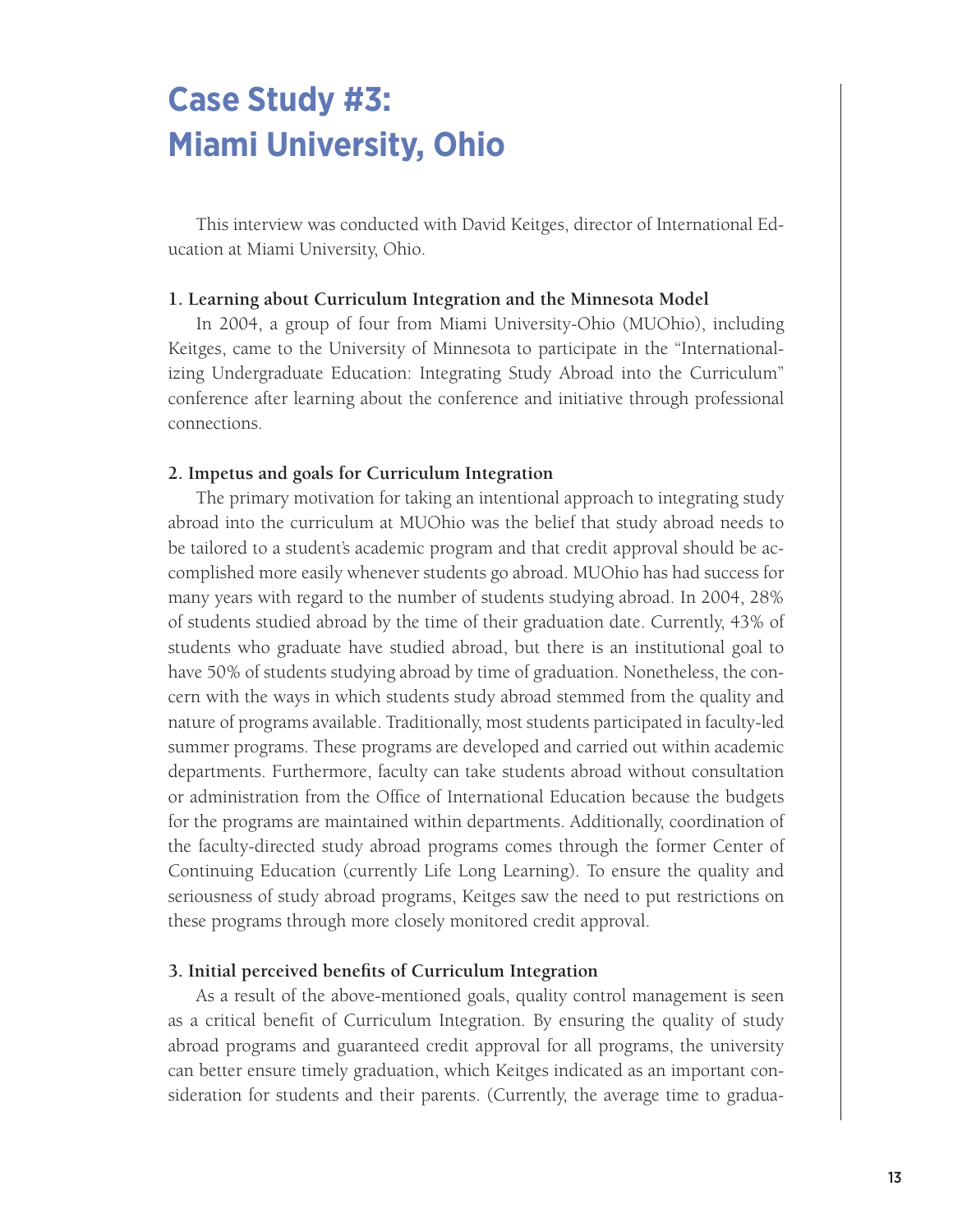# Case Study #3: Miami University, Ohio

This interview was conducted with David Keitges, director of International Education at Miami University, Ohio.

**1. Learning about Curriculum Integration and the Minnesota Model**

In 2004, a group of four from Miami University-Ohio (MUOhio), including Keitges, came to the University of Minnesota to participate in the "Internationalizing Undergraduate Education: Integrating Study Abroad into the Curriculum" conference after learning about the conference and initiative through professional connections.

**2. Impetus and goals for Curriculum Integration**

The primary motivation for taking an intentional approach to integrating study abroad into the curriculum at MUOhio was the belief that study abroad needs to be tailored to a student's academic program and that credit approval should be accomplished more easily whenever students go abroad. MUOhio has had success for many years with regard to the number of students studying abroad. In 2004, 28% of students studied abroad by the time of their graduation date. Currently, 43% of students who graduate have studied abroad, but there is an institutional goal to have 50% of students studying abroad by time of graduation. Nonetheless, the concern with the ways in which students study abroad stemmed from the quality and nature of programs available. Traditionally, most students participated in faculty-led summer programs. These programs are developed and carried out within academic departments. Furthermore, faculty can take students abroad without consultation or administration from the Office of International Education because the budgets for the programs are maintained within departments. Additionally, coordination of the faculty-directed study abroad programs comes through the former Center of Continuing Education (currently Life Long Learning). To ensure the quality and seriousness of study abroad programs, Keitges saw the need to put restrictions on these programs through more closely monitored credit approval.

**3. Initial perceived benefits of Curriculum Integration**

As a result of the above-mentioned goals, quality control management is seen as a critical benefit of Curriculum Integration. By ensuring the quality of study abroad programs and guaranteed credit approval for all programs, the university can better ensure timely graduation, which Keitges indicated as an important consideration for students and their parents. (Currently, the average time to gradua-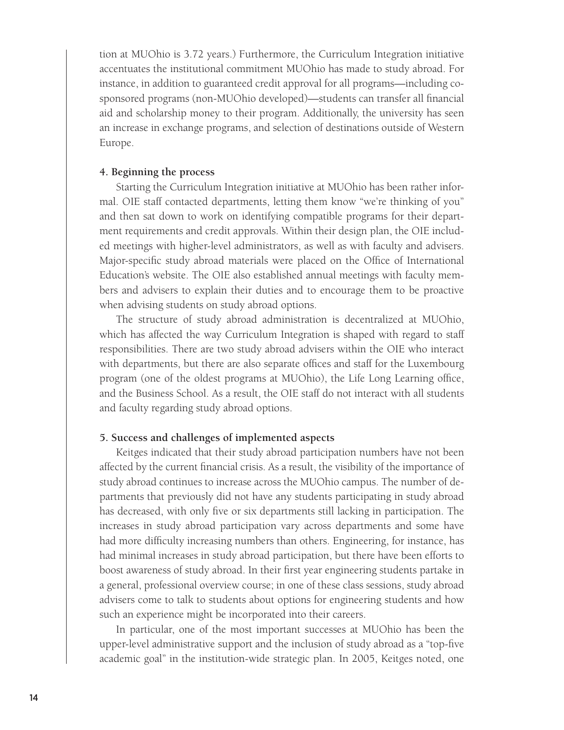tion at MUOhio is 3.72 years.) Furthermore, the Curriculum Integration initiative accentuates the institutional commitment MUOhio has made to study abroad. For instance, in addition to guaranteed credit approval for all programs—including co-sponsored programs (non-MUOhio developed)—students can transfer all financial aid and scholarship money to their program. Additionally, the university has seen an increase in exchange programs, and selection of destinations outside of Western Europe.

### 4. Beginning the process

Starting the Curriculum Integration initiative at MUOhio has been rather informal. OIE staff contacted departments, letting them know "we're thinking of you" and then sat down to work on identifying compatible programs for their department requirements and credit approvals. Within their design plan, the OIE included meetings with higher-level administrators, as well as with faculty and advisers. Major-specific study abroad materials were placed on the Office of International Education's website. The OIE also established annual meetings with faculty members and advisers to explain their duties and to encourage them to be proactive when advising students on study abroad options.

The structure of study abroad administration is decentralized at MUOhio, which has affected the way Curriculum Integration is shaped with regard to staff responsibilities. There are two study abroad advisers within the OIE who interact with departments, but there are also separate offices and staff for the Luxembourg program (one of the oldest programs at MUOhio), the Life Long Learning office, and the Business School. As a result, the OIE staff do not interact with all students and faculty regarding study abroad options.

### 5. Success and challenges of implemented aspects

Keitges indicated that their study abroad participation numbers have not been affected by the current financial crisis. As a result, the visibility of the importance of study abroad continues to increase across the MUOhio campus. The number of departments that previously did not have any students participating in study abroad has decreased, with only five or six departments still lacking in participation. The increases in study abroad participation vary across departments and some have had more difficulty increasing numbers than others. Engineering, for instance, has had minimal increases in study abroad participation, but there have been efforts to boost awareness of study abroad. In their first year engineering students partake in a general, professional overview course; in one of these class sessions, study abroad advisers come to talk to students about options for engineering students and how such an experience might be incorporated into their careers.

In particular, one of the most important successes at MUOhio has been the upper-level administrative support and the inclusion of study abroad as a "top-five academic goal" in the institution-wide strategic plan. In 2005, Keitges noted, one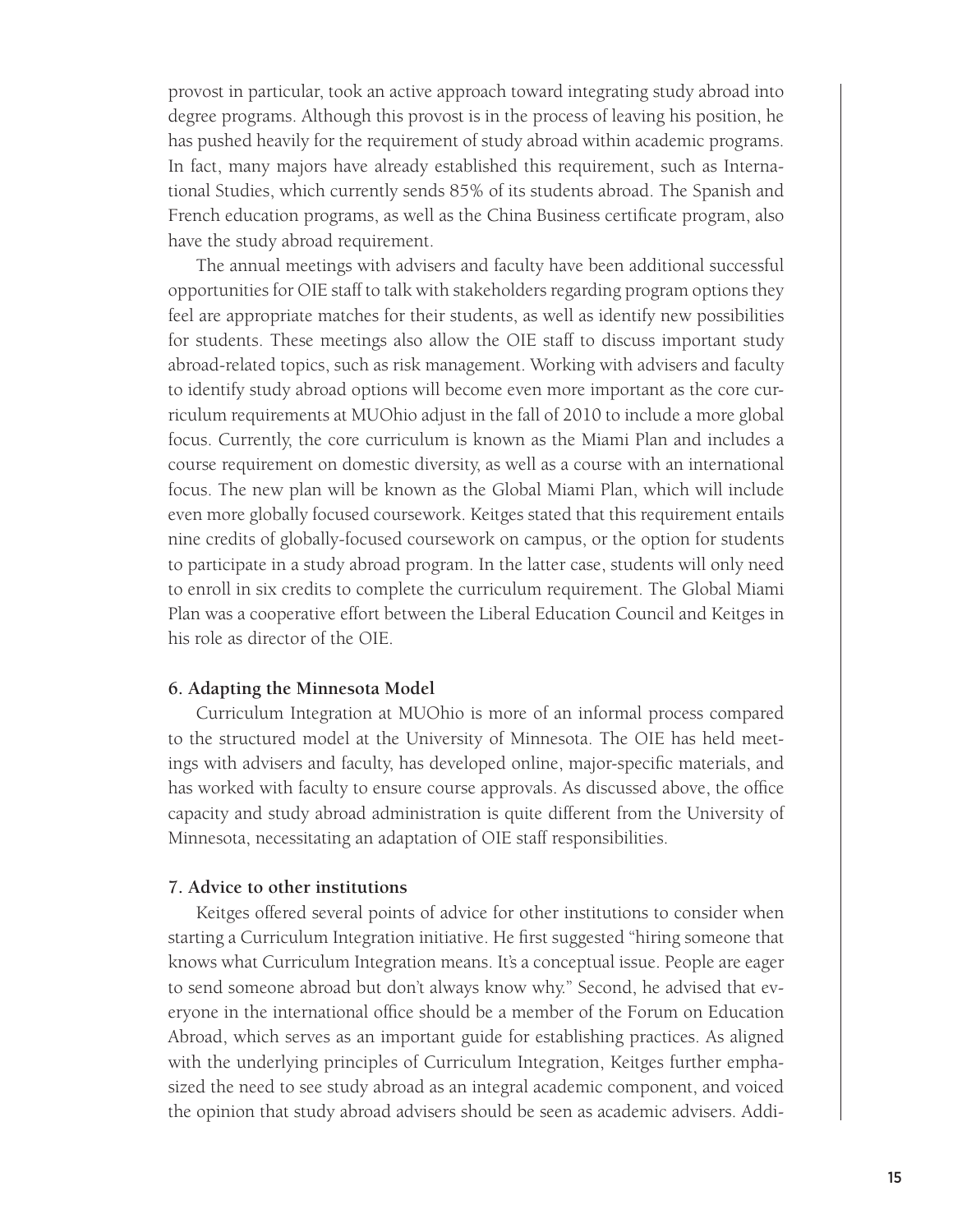provost in particular, took an active approach toward integrating study abroad into degree programs. Although this provost is in the process of leaving his position, he has pushed heavily for the requirement of study abroad within academic programs. In fact, many majors have already established this requirement, such as International Studies, which currently sends 85% of its students abroad. The Spanish and French education programs, as well as the China Business certificate program, also have the study abroad requirement.

The annual meetings with advisers and faculty have been additional successful opportunities for OIE staff to talk with stakeholders regarding program options they feel are appropriate matches for their students, as well as identify new possibilities for students. These meetings also allow the OIE staff to discuss important study abroad-related topics, such as risk management. Working with advisers and faculty to identify study abroad options will become even more important as the core curriculum requirements at MUOhio adjust in the fall of 2010 to include a more global focus. Currently, the core curriculum is known as the Miami Plan and includes a course requirement on domestic diversity, as well as a course with an international focus. The new plan will be known as the Global Miami Plan, which will include even more globally focused coursework. Keitges stated that this requirement entails nine credits of globally-focused coursework on campus, or the option for students to participate in a study abroad program. In the latter case, students will only need to enroll in six credits to complete the curriculum requirement. The Global Miami Plan was a cooperative effort between the Liberal Education Council and Keitges in his role as director of the OIE.

**6. Adapting the Minnesota Model**

Curriculum Integration at MUOhio is more of an informal process compared to the structured model at the University of Minnesota. The OIE has held meetings with advisers and faculty, has developed online, major-specific materials, and has worked with faculty to ensure course approvals. As discussed above, the office capacity and study abroad administration is quite different from the University of Minnesota, necessitating an adaptation of OIE staff responsibilities.

**7. Advice to other institutions**

Keitges offered several points of advice for other institutions to consider when starting a Curriculum Integration initiative. He first suggested "hiring someone that knows what Curriculum Integration means. It's a conceptual issue. People are eager to send someone abroad but don't always know why." Second, he advised that everyone in the international office should be a member of the Forum on Education Abroad, which serves as an important guide for establishing practices. As aligned with the underlying principles of Curriculum Integration, Keitges further emphasized the need to see study abroad as an integral academic component, and voiced the opinion that study abroad advisers should be seen as academic advisers. Addi-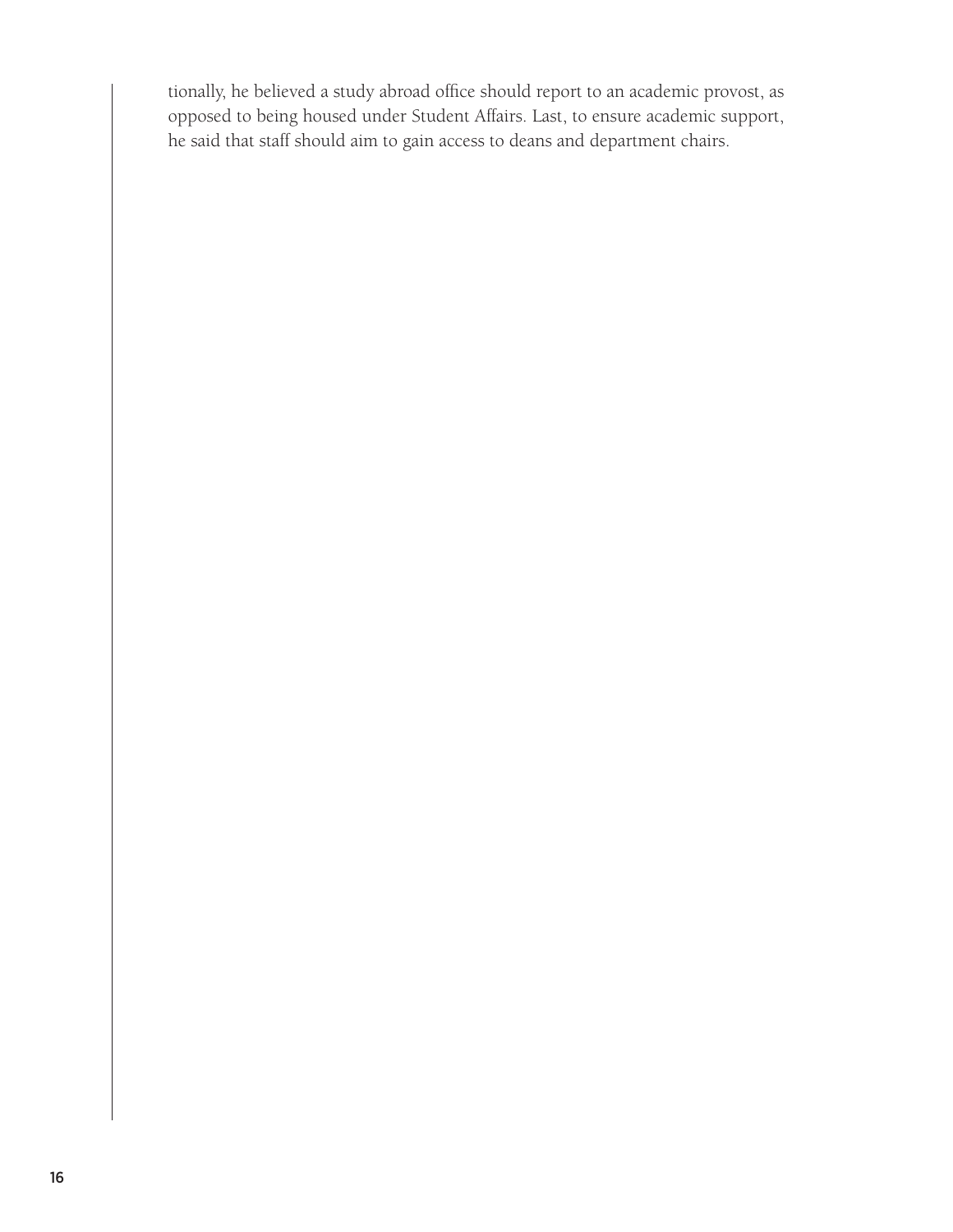tionally, he believed a study abroad office should report to an academic provost, as opposed to being housed under Student Affairs. Last, to ensure academic support, he said that staff should aim to gain access to deans and department chairs.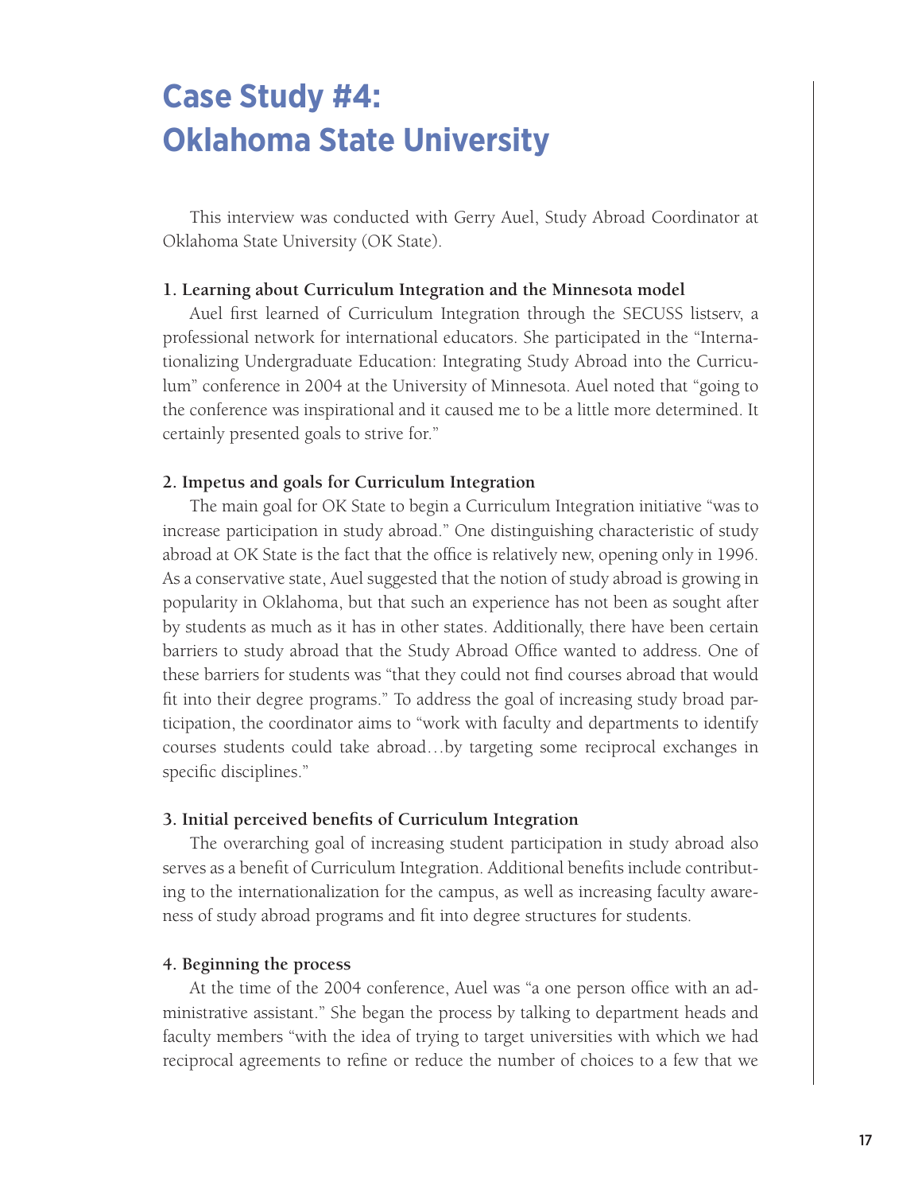# Case Study #4: Oklahoma State University

This interview was conducted with Gerry Auel, Study Abroad Coordinator at Oklahoma State University (OK State).

**1. Learning about Curriculum Integration and the Minnesota model**

Auel first learned of Curriculum Integration through the SECUSS listserv, a professional network for international educators. She participated in the "Internationalizing Undergraduate Education: Integrating Study Abroad into the Curriculum" conference in 2004 at the University of Minnesota. Auel noted that "going to the conference was inspirational and it caused me to be a little more determined. It certainly presented goals to strive for."

**2. Impetus and goals for Curriculum Integration**

The main goal for OK State to begin a Curriculum Integration initiative "was to increase participation in study abroad." One distinguishing characteristic of study abroad at OK State is the fact that the office is relatively new, opening only in 1996. As a conservative state, Auel suggested that the notion of study abroad is growing in popularity in Oklahoma, but that such an experience has not been as sought after by students as much as it has in other states. Additionally, there have been certain barriers to study abroad that the Study Abroad Office wanted to address. One of these barriers for students was "that they could not find courses abroad that would fit into their degree programs." To address the goal of increasing study broad participation, the coordinator aims to "work with faculty and departments to identify courses students could take abroad…by targeting some reciprocal exchanges in specific disciplines."

**3. Initial perceived benefits of Curriculum Integration**

The overarching goal of increasing student participation in study abroad also serves as a benefit of Curriculum Integration. Additional benefits include contributing to the internationalization for the campus, as well as increasing faculty awareness of study abroad programs and fit into degree structures for students.

**4. Beginning the process**

At the time of the 2004 conference, Auel was "a one person office with an administrative assistant." She began the process by talking to department heads and faculty members "with the idea of trying to target universities with which we had reciprocal agreements to refine or reduce the number of choices to a few that we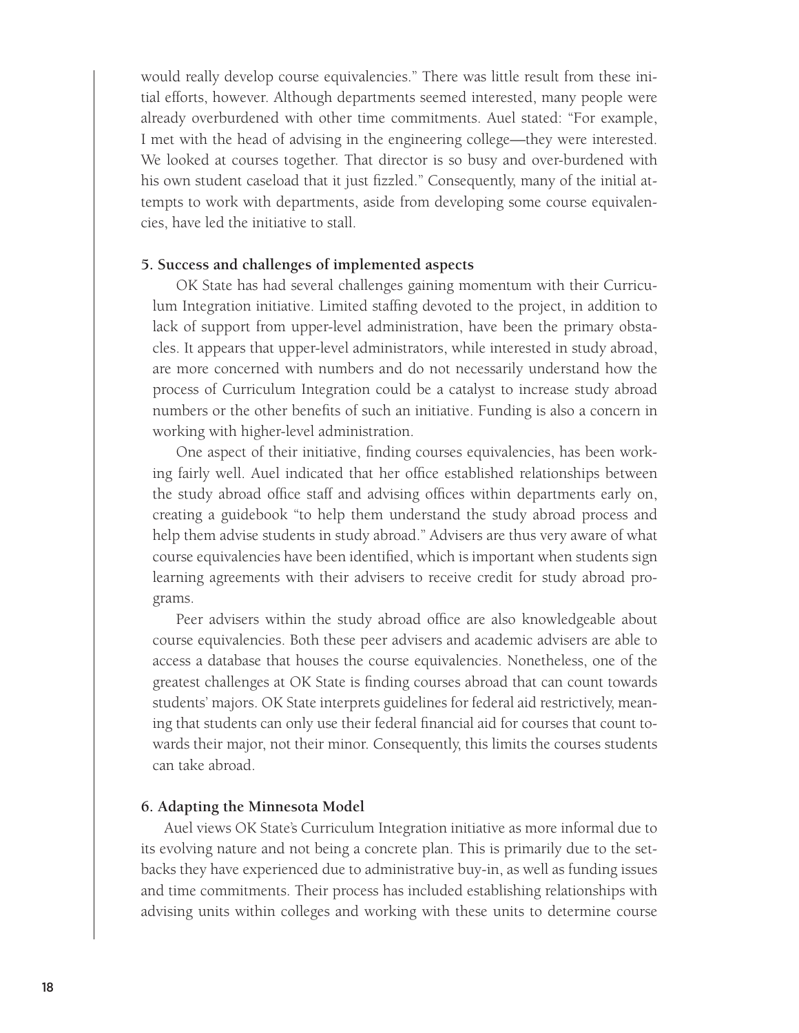would really develop course equivalencies." There was little result from these initial efforts, however. Although departments seemed interested, many people were already overburdened with other time commitments. Auel stated: "For example, I met with the head of advising in the engineering college—they were interested. We looked at courses together. That director is so busy and over-burdened with his own student caseload that it just fizzled." Consequently, many of the initial attempts to work with departments, aside from developing some course equivalencies, have led the initiative to stall.

### 5. Success and challenges of implemented aspects

OK State has had several challenges gaining momentum with their Curriculum Integration initiative. Limited staffing devoted to the project, in addition to lack of support from upper-level administration, have been the primary obstacles. It appears that upper-level administrators, while interested in study abroad, are more concerned with numbers and do not necessarily understand how the process of Curriculum Integration could be a catalyst to increase study abroad numbers or the other benefits of such an initiative. Funding is also a concern in working with higher-level administration.

One aspect of their initiative, finding courses equivalencies, has been working fairly well. Auel indicated that her office established relationships between the study abroad office staff and advising offices within departments early on, creating a guidebook "to help them understand the study abroad process and help them advise students in study abroad." Advisers are thus very aware of what course equivalencies have been identified, which is important when students sign learning agreements with their advisers to receive credit for study abroad programs.

Peer advisers within the study abroad office are also knowledgeable about course equivalencies. Both these peer advisers and academic advisers are able to access a database that houses the course equivalencies. Nonetheless, one of the greatest challenges at OK State is finding courses abroad that can count towards students' majors. OK State interprets guidelines for federal aid restrictively, meaning that students can only use their federal financial aid for courses that count towards their major, not their minor. Consequently, this limits the courses students can take abroad.

### 6. Adapting the Minnesota Model

Auel views OK State's Curriculum Integration initiative as more informal due to its evolving nature and not being a concrete plan. This is primarily due to the setbacks they have experienced due to administrative buy-in, as well as funding issues and time commitments. Their process has included establishing relationships with advising units within colleges and working with these units to determine course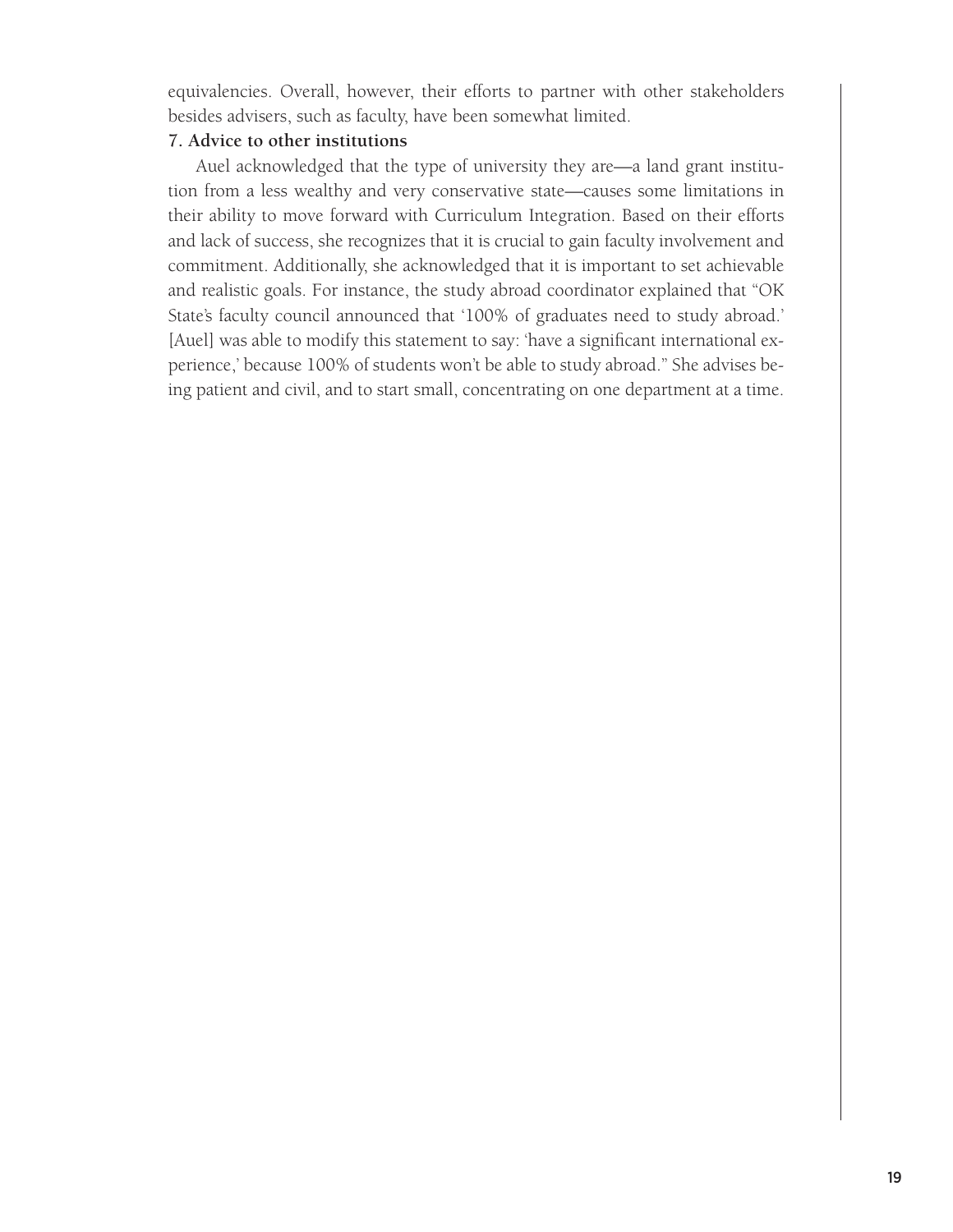equivalencies. Overall, however, their efforts to partner with other stakeholders besides advisers, such as faculty, have been somewhat limited.

**7. Advice to other institutions**

Auel acknowledged that the type of university they are—a land grant institution from a less wealthy and very conservative state—causes some limitations in their ability to move forward with Curriculum Integration. Based on their efforts and lack of success, she recognizes that it is crucial to gain faculty involvement and commitment. Additionally, she acknowledged that it is important to set achievable and realistic goals. For instance, the study abroad coordinator explained that "OK State's faculty council announced that '100% of graduates need to study abroad.' [Auel] was able to modify this statement to say: 'have a significant international experience,' because 100% of students won't be able to study abroad." She advises being patient and civil, and to start small, concentrating on one department at a time.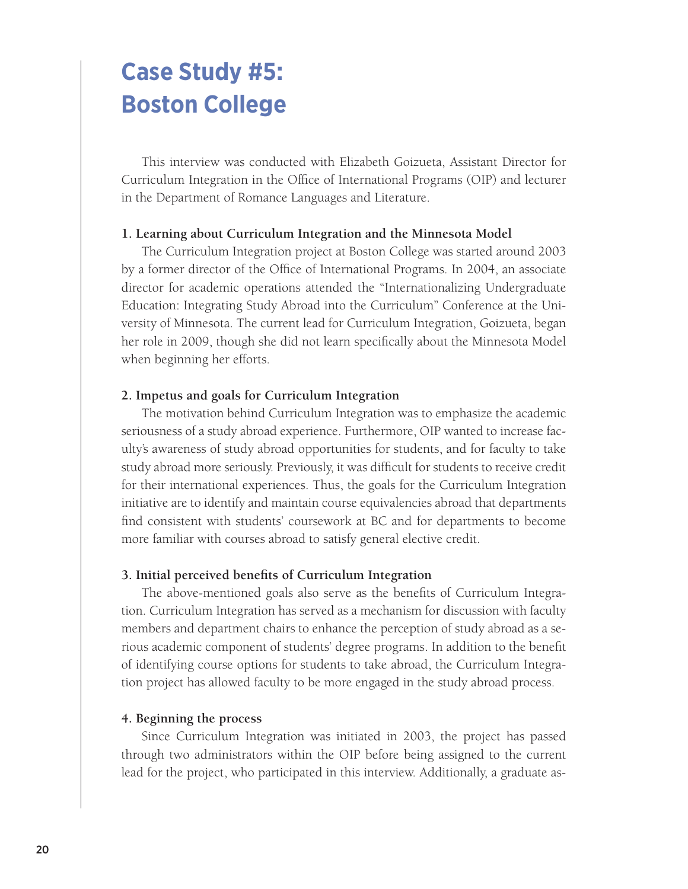# Case Study #5: Boston College

This interview was conducted with Elizabeth Goizueta, Assistant Director for Curriculum Integration in the Office of International Programs (OIP) and lecturer in the Department of Romance Languages and Literature.

### 1. Learning about Curriculum Integration and the Minnesota Model

The Curriculum Integration project at Boston College was started around 2003 by a former director of the Office of International Programs. In 2004, an associate director for academic operations attended the "Internationalizing Undergraduate Education: Integrating Study Abroad into the Curriculum" Conference at the University of Minnesota. The current lead for Curriculum Integration, Goizueta, began her role in 2009, though she did not learn specifically about the Minnesota Model when beginning her efforts.

### 2. Impetus and goals for Curriculum Integration

The motivation behind Curriculum Integration was to emphasize the academic seriousness of a study abroad experience. Furthermore, OIP wanted to increase faculty's awareness of study abroad opportunities for students, and for faculty to take study abroad more seriously. Previously, it was difficult for students to receive credit for their international experiences. Thus, the goals for the Curriculum Integration initiative are to identify and maintain course equivalencies abroad that departments find consistent with students' coursework at BC and for departments to become more familiar with courses abroad to satisfy general elective credit.

### 3. Initial perceived benefits of Curriculum Integration

The above-mentioned goals also serve as the benefits of Curriculum Integration. Curriculum Integration has served as a mechanism for discussion with faculty members and department chairs to enhance the perception of study abroad as a serious academic component of students' degree programs. In addition to the benefit of identifying course options for students to take abroad, the Curriculum Integration project has allowed faculty to be more engaged in the study abroad process.

### 4. Beginning the process

Since Curriculum Integration was initiated in 2003, the project has passed through two administrators within the OIP before being assigned to the current lead for the project, who participated in this interview. Additionally, a graduate as-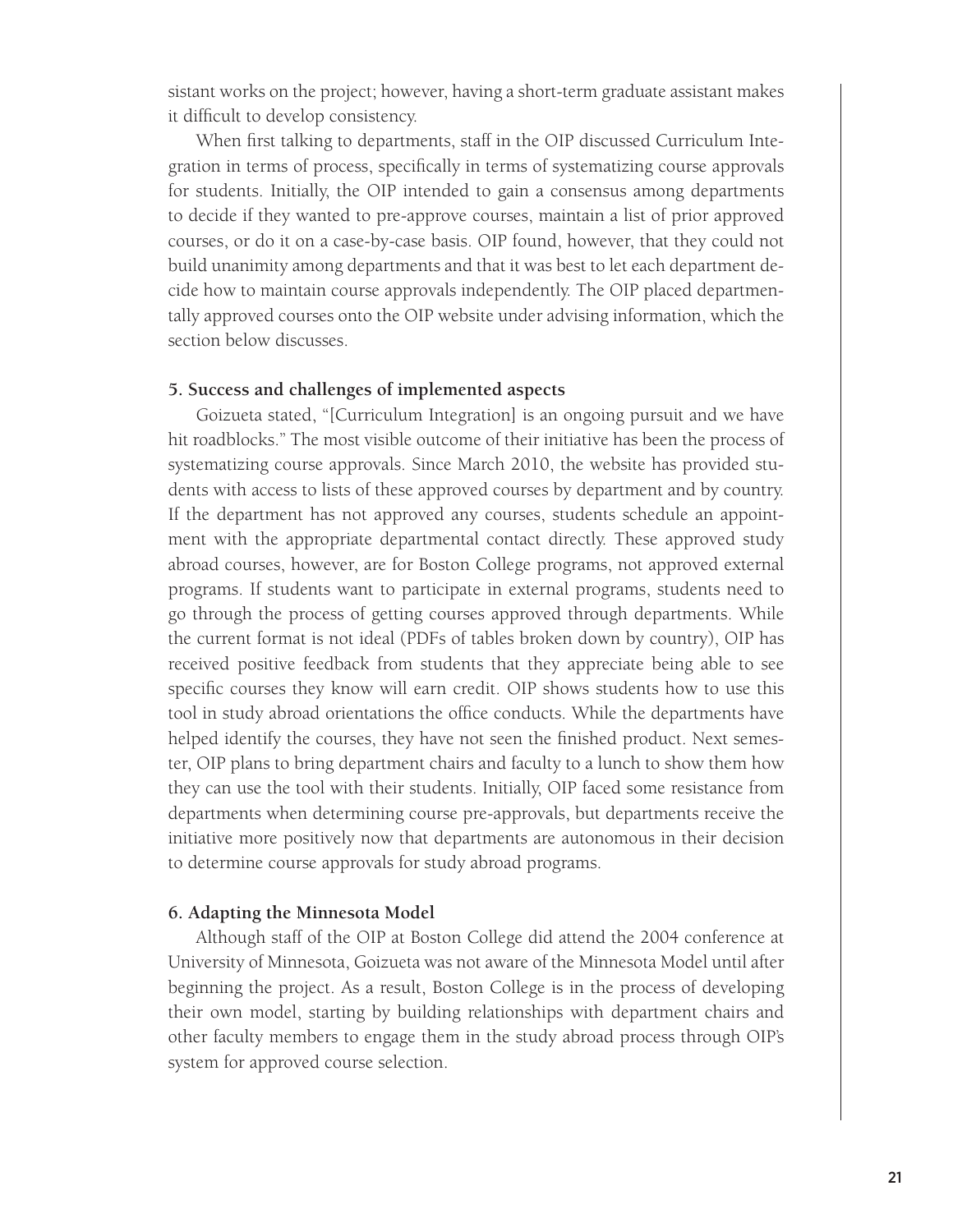sistant works on the project; however, having a short-term graduate assistant makes it difficult to develop consistency.

When first talking to departments, staff in the OIP discussed Curriculum Integration in terms of process, specifically in terms of systematizing course approvals for students. Initially, the OIP intended to gain a consensus among departments to decide if they wanted to pre-approve courses, maintain a list of prior approved courses, or do it on a case-by-case basis. OIP found, however, that they could not build unanimity among departments and that it was best to let each department decide how to maintain course approvals independently. The OIP placed departmentally approved courses onto the OIP website under advising information, which the section below discusses.

### 5. Success and challenges of implemented aspects

Goizueta stated, "[Curriculum Integration] is an ongoing pursuit and we have hit roadblocks." The most visible outcome of their initiative has been the process of systematizing course approvals. Since March 2010, the website has provided students with access to lists of these approved courses by department and by country. If the department has not approved any courses, students schedule an appointment with the appropriate departmental contact directly. These approved study abroad courses, however, are for Boston College programs, not approved external programs. If students want to participate in external programs, students need to go through the process of getting courses approved through departments. While the current format is not ideal (PDFs of tables broken down by country), OIP has received positive feedback from students that they appreciate being able to see specific courses they know will earn credit. OIP shows students how to use this tool in study abroad orientations the office conducts. While the departments have helped identify the courses, they have not seen the finished product. Next semester, OIP plans to bring department chairs and faculty to a lunch to show them how they can use the tool with their students. Initially, OIP faced some resistance from departments when determining course pre-approvals, but departments receive the initiative more positively now that departments are autonomous in their decision to determine course approvals for study abroad programs.

### 6. Adapting the Minnesota Model

Although staff of the OIP at Boston College did attend the 2004 conference at University of Minnesota, Goizueta was not aware of the Minnesota Model until after beginning the project. As a result, Boston College is in the process of developing their own model, starting by building relationships with department chairs and other faculty members to engage them in the study abroad process through OIP's system for approved course selection.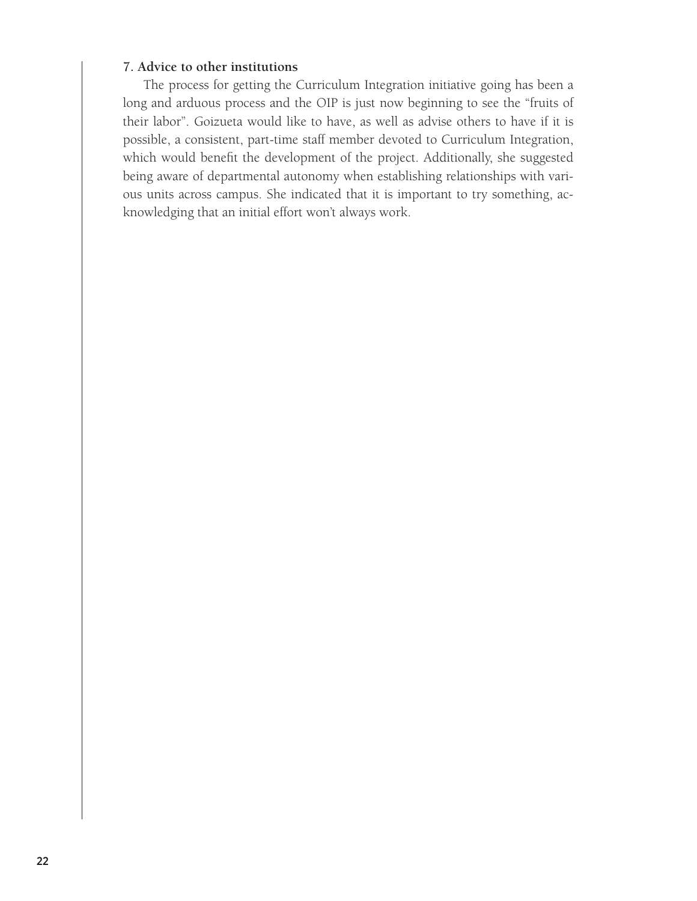**7. Advice to other institutions**

The process for getting the Curriculum Integration initiative going has been a long and arduous process and the OIP is just now beginning to see the "fruits of their labor". Goizueta would like to have, as well as advise others to have if it is possible, a consistent, part-time staff member devoted to Curriculum Integration, which would benefit the development of the project. Additionally, she suggested being aware of departmental autonomy when establishing relationships with various units across campus. She indicated that it is important to try something, acknowledging that an initial effort won't always work.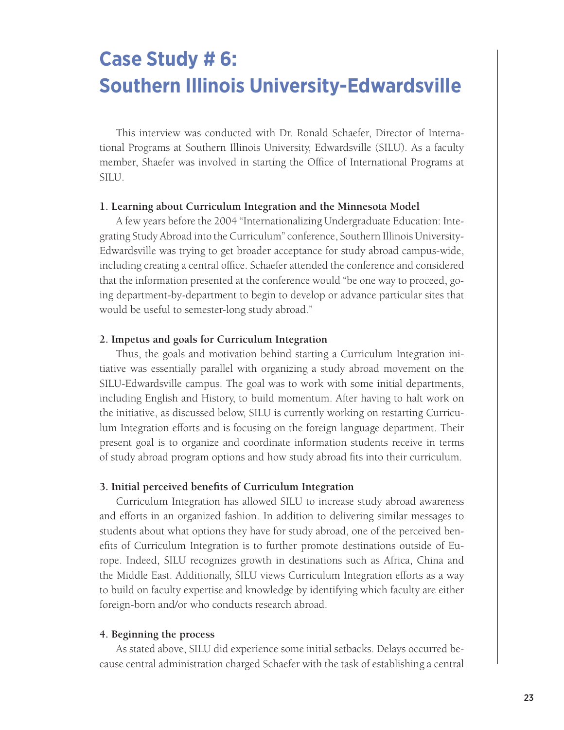# Case Study # 6: Southern Illinois University-Edwardsville

This interview was conducted with Dr. Ronald Schaefer, Director of International Programs at Southern Illinois University, Edwardsville (SILU). As a faculty member, Shaefer was involved in starting the Office of International Programs at SILU.

### 1. Learning about Curriculum Integration and the Minnesota Model

A few years before the 2004 "Internationalizing Undergraduate Education: Integrating Study Abroad into the Curriculum" conference, Southern Illinois University-Edwardsville was trying to get broader acceptance for study abroad campus-wide, including creating a central office. Schaefer attended the conference and considered that the information presented at the conference would "be one way to proceed, going department-by-department to begin to develop or advance particular sites that would be useful to semester-long study abroad."

### 2. Impetus and goals for Curriculum Integration

Thus, the goals and motivation behind starting a Curriculum Integration initiative was essentially parallel with organizing a study abroad movement on the SILU-Edwardsville campus. The goal was to work with some initial departments, including English and History, to build momentum. After having to halt work on the initiative, as discussed below, SILU is currently working on restarting Curriculum Integration efforts and is focusing on the foreign language department. Their present goal is to organize and coordinate information students receive in terms of study abroad program options and how study abroad fits into their curriculum.

### 3. Initial perceived benefits of Curriculum Integration

Curriculum Integration has allowed SILU to increase study abroad awareness and efforts in an organized fashion. In addition to delivering similar messages to students about what options they have for study abroad, one of the perceived benefits of Curriculum Integration is to further promote destinations outside of Europe. Indeed, SILU recognizes growth in destinations such as Africa, China and the Middle East. Additionally, SILU views Curriculum Integration efforts as a way to build on faculty expertise and knowledge by identifying which faculty are either foreign-born and/or who conducts research abroad.

### 4. Beginning the process

As stated above, SILU did experience some initial setbacks. Delays occurred because central administration charged Schaefer with the task of establishing a central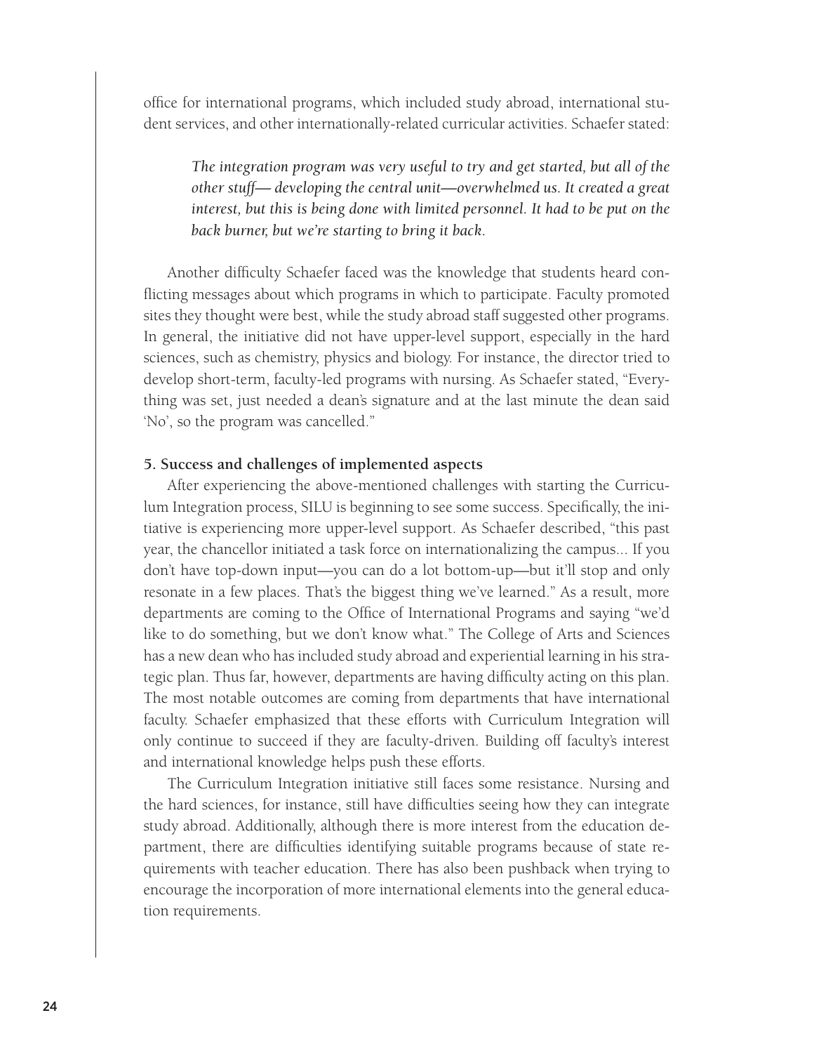office for international programs, which included study abroad, international student services, and other internationally-related curricular activities. Schaefer stated:

> *The integration program was very useful to try and get started, but all of the other stuff— developing the central unit—overwhelmed us. It created a great interest, but this is being done with limited personnel. It had to be put on the back burner, but we're starting to bring it back.*

Another difficulty Schaefer faced was the knowledge that students heard conflicting messages about which programs in which to participate. Faculty promoted sites they thought were best, while the study abroad staff suggested other programs. In general, the initiative did not have upper-level support, especially in the hard sciences, such as chemistry, physics and biology. For instance, the director tried to develop short-term, faculty-led programs with nursing. As Schaefer stated, "Everything was set, just needed a dean's signature and at the last minute the dean said 'No', so the program was cancelled."

### 5. Success and challenges of implemented aspects

After experiencing the above-mentioned challenges with starting the Curriculum Integration process, SILU is beginning to see some success. Specifically, the initiative is experiencing more upper-level support. As Schaefer described, "this past year, the chancellor initiated a task force on internationalizing the campus... If you don't have top-down input—you can do a lot bottom-up—but it'll stop and only resonate in a few places. That's the biggest thing we've learned." As a result, more departments are coming to the Office of International Programs and saying "we'd like to do something, but we don't know what." The College of Arts and Sciences has a new dean who has included study abroad and experiential learning in his strategic plan. Thus far, however, departments are having difficulty acting on this plan. The most notable outcomes are coming from departments that have international faculty. Schaefer emphasized that these efforts with Curriculum Integration will only continue to succeed if they are faculty-driven. Building off faculty's interest and international knowledge helps push these efforts.

The Curriculum Integration initiative still faces some resistance. Nursing and the hard sciences, for instance, still have difficulties seeing how they can integrate study abroad. Additionally, although there is more interest from the education department, there are difficulties identifying suitable programs because of state requirements with teacher education. There has also been pushback when trying to encourage the incorporation of more international elements into the general education requirements.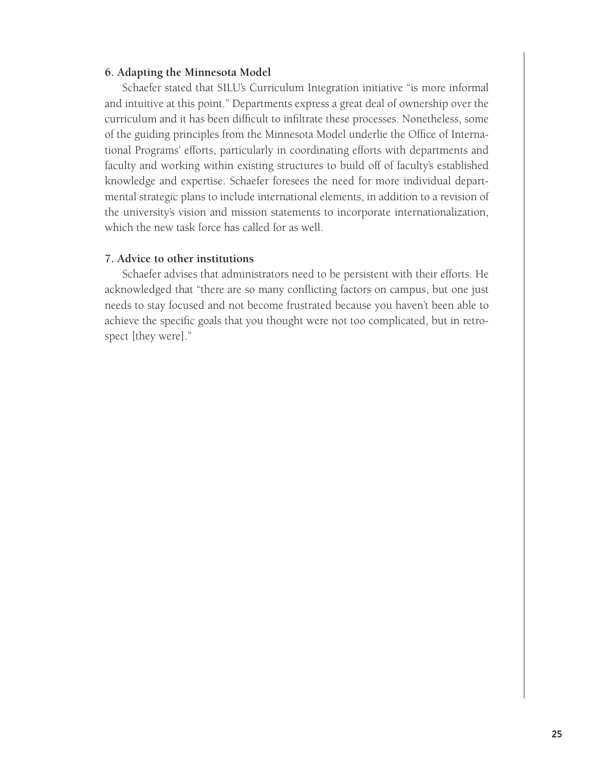### 6. Adapting the Minnesota Model

Schaefer stated that SILU's Curriculum Integration initiative "is more informal and intuitive at this point." Departments express a great deal of ownership over the curriculum and it has been difficult to infiltrate these processes. Nonetheless, some of the guiding principles from the Minnesota Model underlie the Office of International Programs' efforts, particularly in coordinating efforts with departments and faculty and working within existing structures to build off of faculty's established knowledge and expertise. Schaefer foresees the need for more individual departmental strategic plans to include international elements, in addition to a revision of the university's vision and mission statements to incorporate internationalization, which the new task force has called for as well.

### 7. Advice to other institutions

Schaefer advises that administrators need to be persistent with their efforts. He acknowledged that "there are so many conflicting factors on campus, but one just needs to stay focused and not become frustrated because you haven't been able to achieve the specific goals that you thought were not too complicated, but in retrospect [they were]."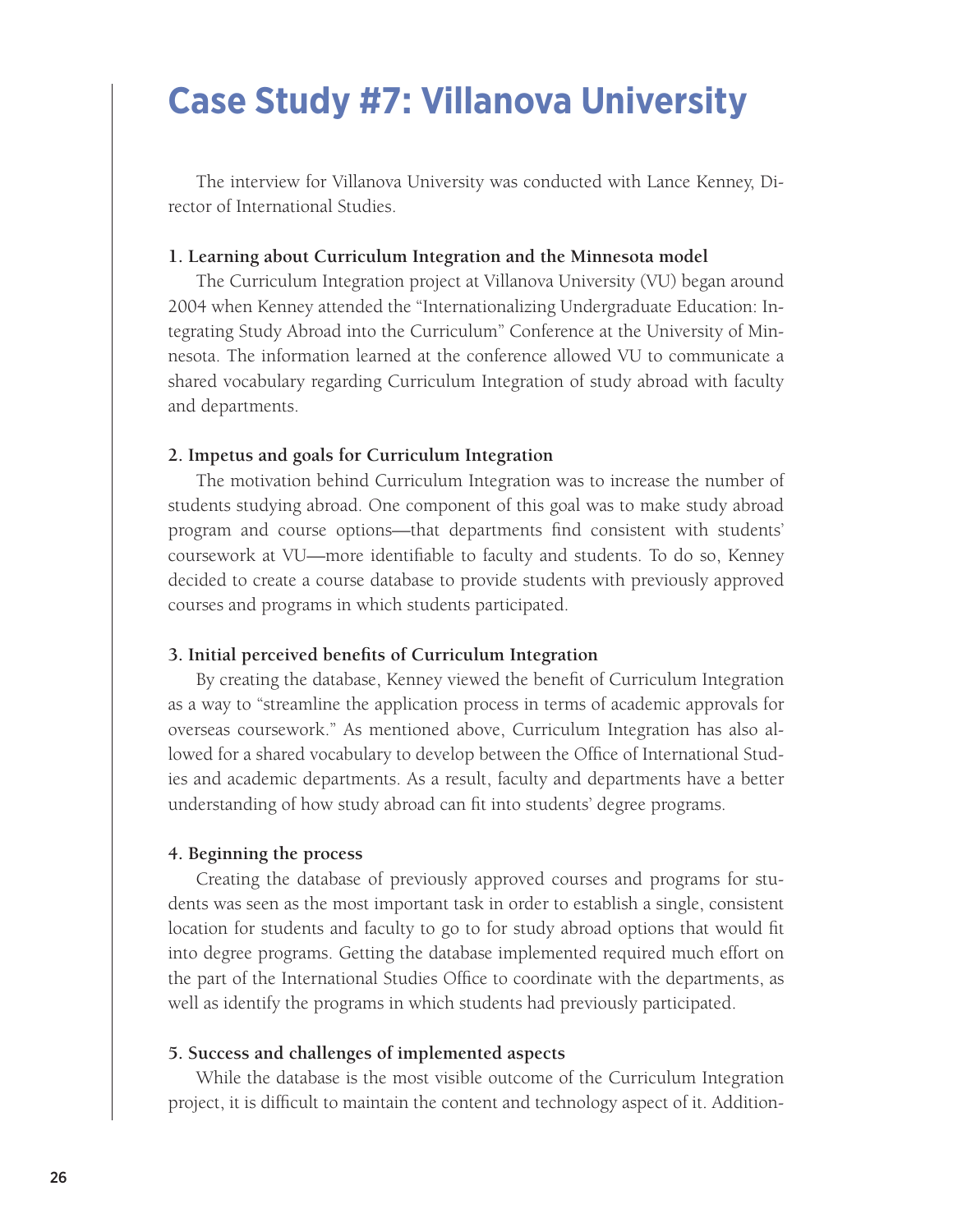# Case Study #7: Villanova University

The interview for Villanova University was conducted with Lance Kenney, Director of International Studies.

**1. Learning about Curriculum Integration and the Minnesota model**

The Curriculum Integration project at Villanova University (VU) began around 2004 when Kenney attended the "Internationalizing Undergraduate Education: Integrating Study Abroad into the Curriculum" Conference at the University of Minnesota. The information learned at the conference allowed VU to communicate a shared vocabulary regarding Curriculum Integration of study abroad with faculty and departments.

**2. Impetus and goals for Curriculum Integration**

The motivation behind Curriculum Integration was to increase the number of students studying abroad. One component of this goal was to make study abroad program and course options—that departments find consistent with students' coursework at VU—more identifiable to faculty and students. To do so, Kenney decided to create a course database to provide students with previously approved courses and programs in which students participated.

**3. Initial perceived benefits of Curriculum Integration**

By creating the database, Kenney viewed the benefit of Curriculum Integration as a way to "streamline the application process in terms of academic approvals for overseas coursework." As mentioned above, Curriculum Integration has also allowed for a shared vocabulary to develop between the Office of International Studies and academic departments. As a result, faculty and departments have a better understanding of how study abroad can fit into students' degree programs.

**4. Beginning the process**

Creating the database of previously approved courses and programs for students was seen as the most important task in order to establish a single, consistent location for students and faculty to go to for study abroad options that would fit into degree programs. Getting the database implemented required much effort on the part of the International Studies Office to coordinate with the departments, as well as identify the programs in which students had previously participated.

**5. Success and challenges of implemented aspects**

While the database is the most visible outcome of the Curriculum Integration project, it is difficult to maintain the content and technology aspect of it. Addition-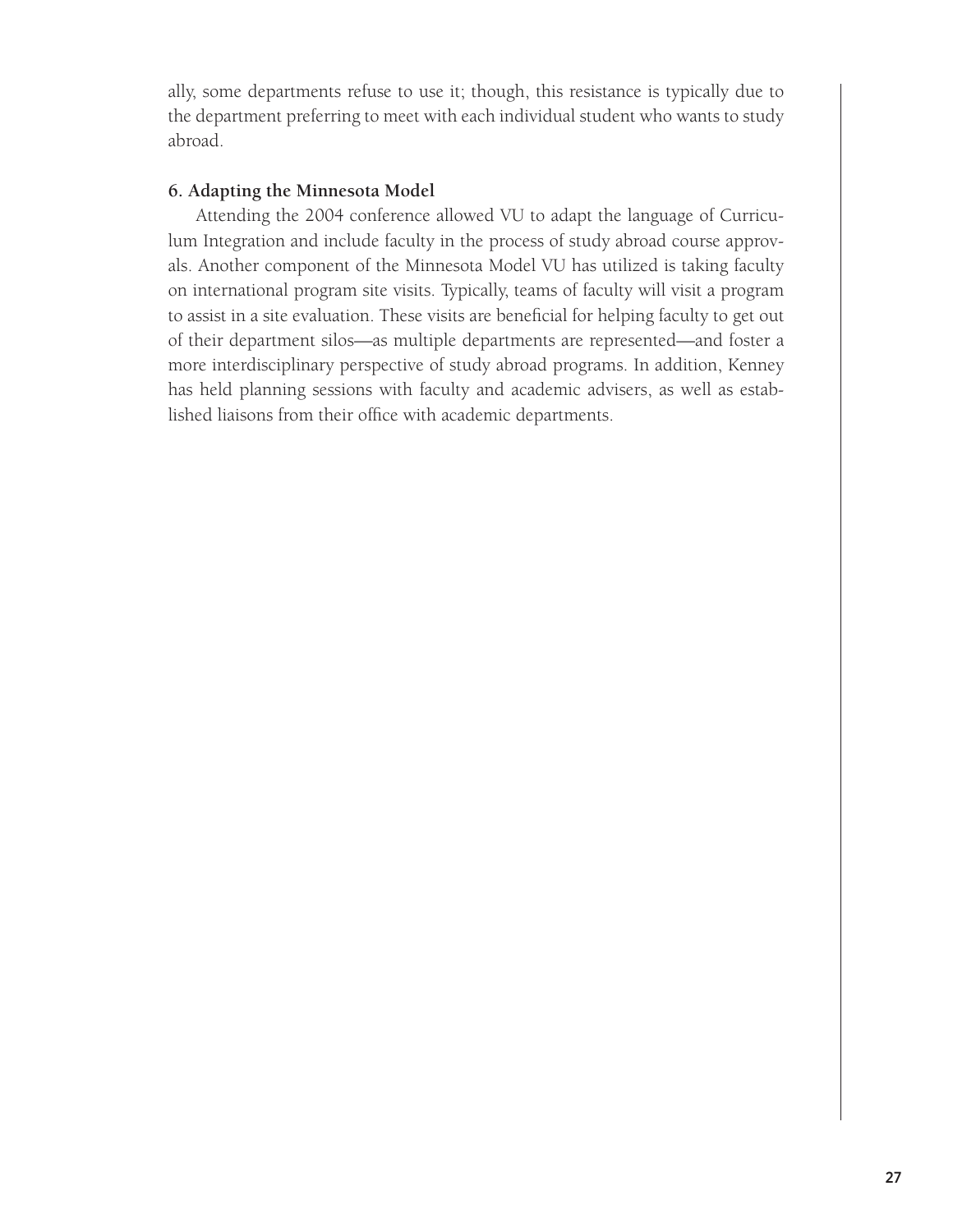ally, some departments refuse to use it; though, this resistance is typically due to the department preferring to meet with each individual student who wants to study abroad.

### 6. Adapting the Minnesota Model

Attending the 2004 conference allowed VU to adapt the language of Curriculum Integration and include faculty in the process of study abroad course approvals. Another component of the Minnesota Model VU has utilized is taking faculty on international program site visits. Typically, teams of faculty will visit a program to assist in a site evaluation. These visits are beneficial for helping faculty to get out of their department silos—as multiple departments are represented—and foster a more interdisciplinary perspective of study abroad programs. In addition, Kenney has held planning sessions with faculty and academic advisers, as well as established liaisons from their office with academic departments.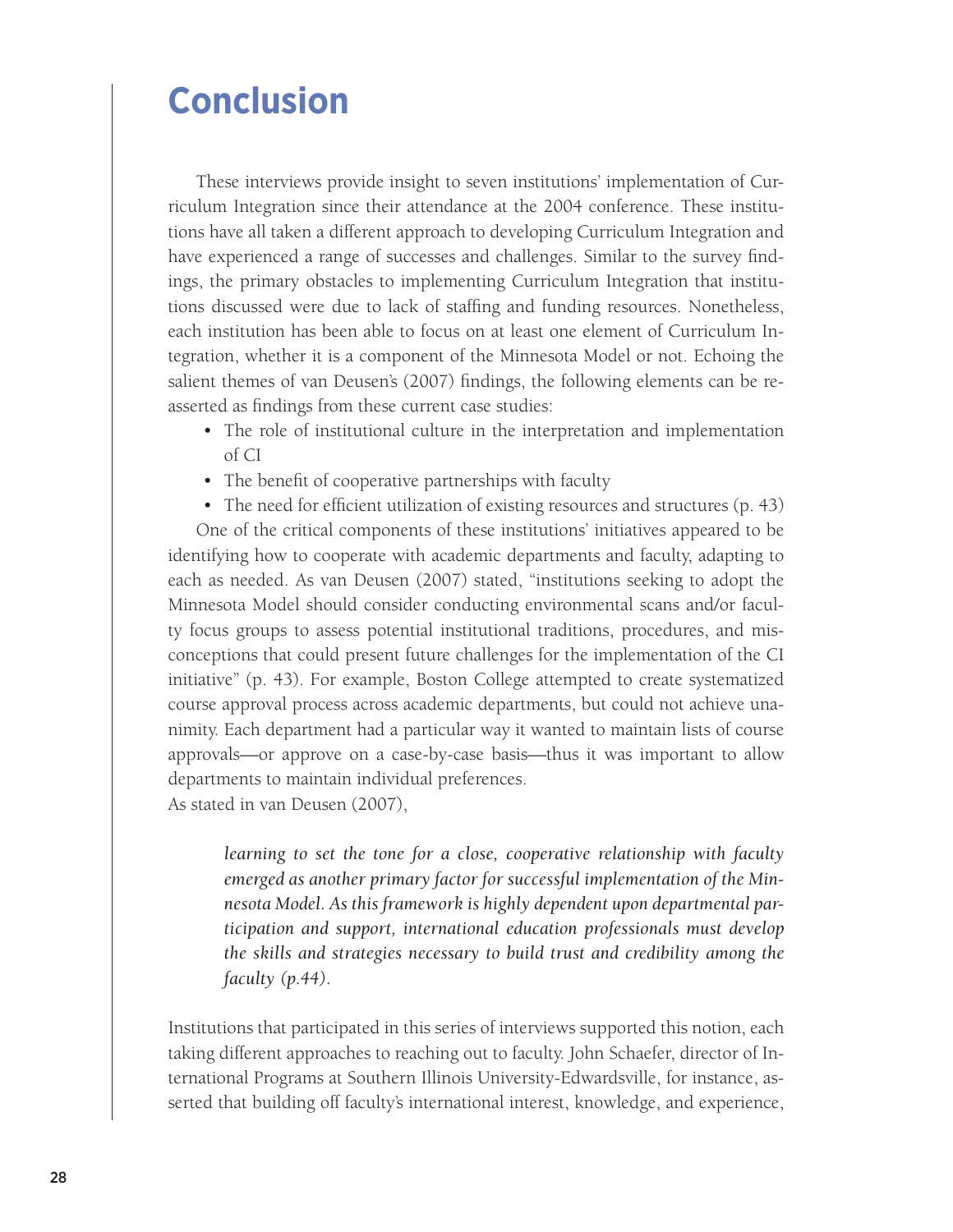# Conclusion

These interviews provide insight to seven institutions' implementation of Curriculum Integration since their attendance at the 2004 conference. These institutions have all taken a different approach to developing Curriculum Integration and have experienced a range of successes and challenges. Similar to the survey findings, the primary obstacles to implementing Curriculum Integration that institutions discussed were due to lack of staffing and funding resources. Nonetheless, each institution has been able to focus on at least one element of Curriculum Integration, whether it is a component of the Minnesota Model or not. Echoing the salient themes of van Deusen's (2007) findings, the following elements can be reasserted as findings from these current case studies:

- The role of institutional culture in the interpretation and implementation of CI
- The benefit of cooperative partnerships with faculty
- The need for efficient utilization of existing resources and structures (p. 43)

One of the critical components of these institutions' initiatives appeared to be identifying how to cooperate with academic departments and faculty, adapting to each as needed. As van Deusen (2007) stated, "institutions seeking to adopt the Minnesota Model should consider conducting environmental scans and/or faculty focus groups to assess potential institutional traditions, procedures, and misconceptions that could present future challenges for the implementation of the CI initiative" (p. 43). For example, Boston College attempted to create systematized course approval process across academic departments, but could not achieve unanimity. Each department had a particular way it wanted to maintain lists of course approvals—or approve on a case-by-case basis—thus it was important to allow departments to maintain individual preferences.

As stated in van Deusen (2007),

> *learning to set the tone for a close, cooperative relationship with faculty emerged as another primary factor for successful implementation of the Minnesota Model. As this framework is highly dependent upon departmental participation and support, international education professionals must develop the skills and strategies necessary to build trust and credibility among the faculty (p.44).*

Institutions that participated in this series of interviews supported this notion, each taking different approaches to reaching out to faculty. John Schaefer, director of International Programs at Southern Illinois University-Edwardsville, for instance, asserted that building off faculty's international interest, knowledge, and experience,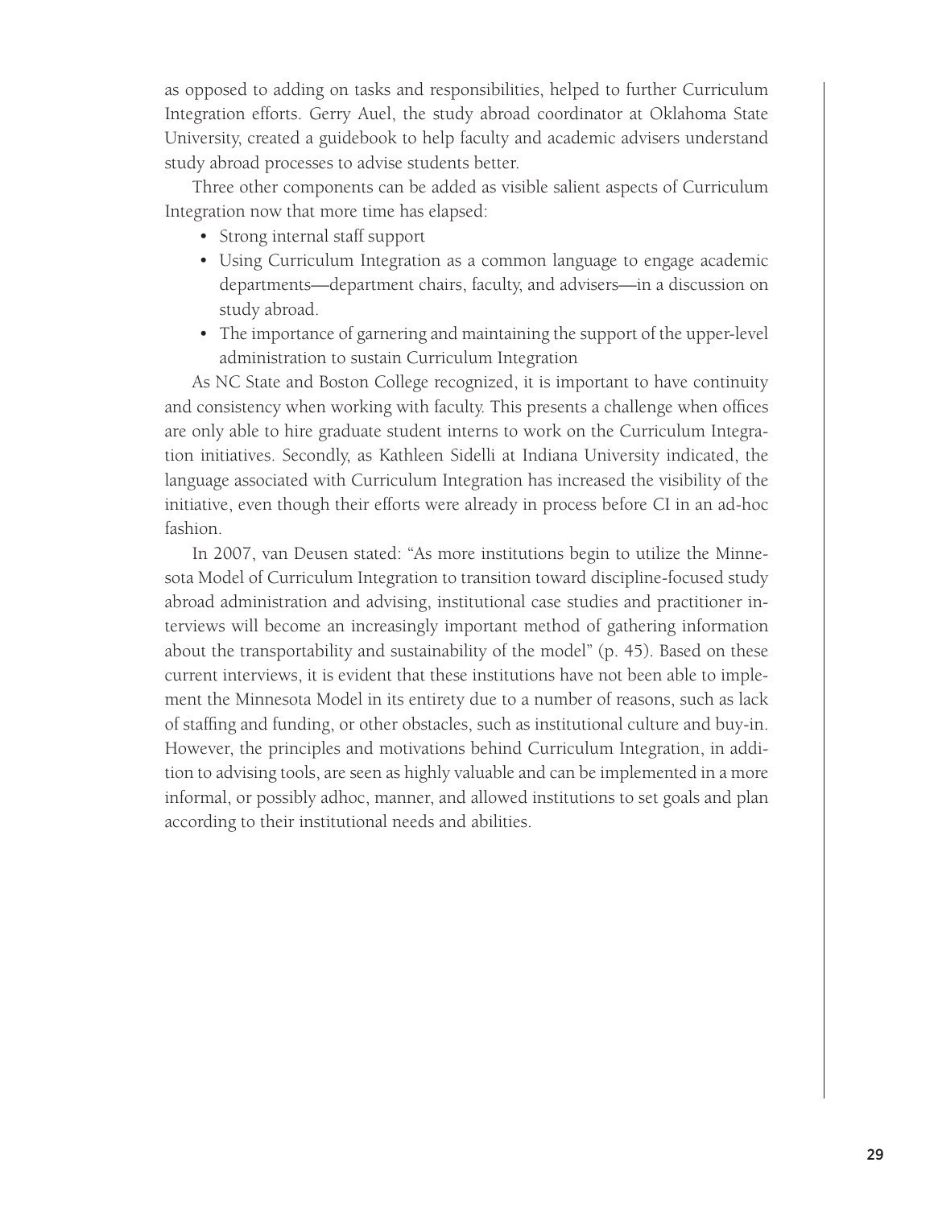as opposed to adding on tasks and responsibilities, helped to further Curriculum Integration efforts. Gerry Auel, the study abroad coordinator at Oklahoma State University, created a guidebook to help faculty and academic advisers understand study abroad processes to advise students better.

Three other components can be added as visible salient aspects of Curriculum Integration now that more time has elapsed:

- Strong internal staff support
- Using Curriculum Integration as a common language to engage academic departments—department chairs, faculty, and advisers—in a discussion on study abroad.
- The importance of garnering and maintaining the support of the upper-level administration to sustain Curriculum Integration

As NC State and Boston College recognized, it is important to have continuity and consistency when working with faculty. This presents a challenge when offices are only able to hire graduate student interns to work on the Curriculum Integration initiatives. Secondly, as Kathleen Sidelli at Indiana University indicated, the language associated with Curriculum Integration has increased the visibility of the initiative, even though their efforts were already in process before CI in an ad-hoc fashion.

In 2007, van Deusen stated: "As more institutions begin to utilize the Minnesota Model of Curriculum Integration to transition toward discipline-focused study abroad administration and advising, institutional case studies and practitioner interviews will become an increasingly important method of gathering information about the transportability and sustainability of the model" (p. 45). Based on these current interviews, it is evident that these institutions have not been able to implement the Minnesota Model in its entirety due to a number of reasons, such as lack of staffing and funding, or other obstacles, such as institutional culture and buy-in. However, the principles and motivations behind Curriculum Integration, in addition to advising tools, are seen as highly valuable and can be implemented in a more informal, or possibly adhoc, manner, and allowed institutions to set goals and plan according to their institutional needs and abilities.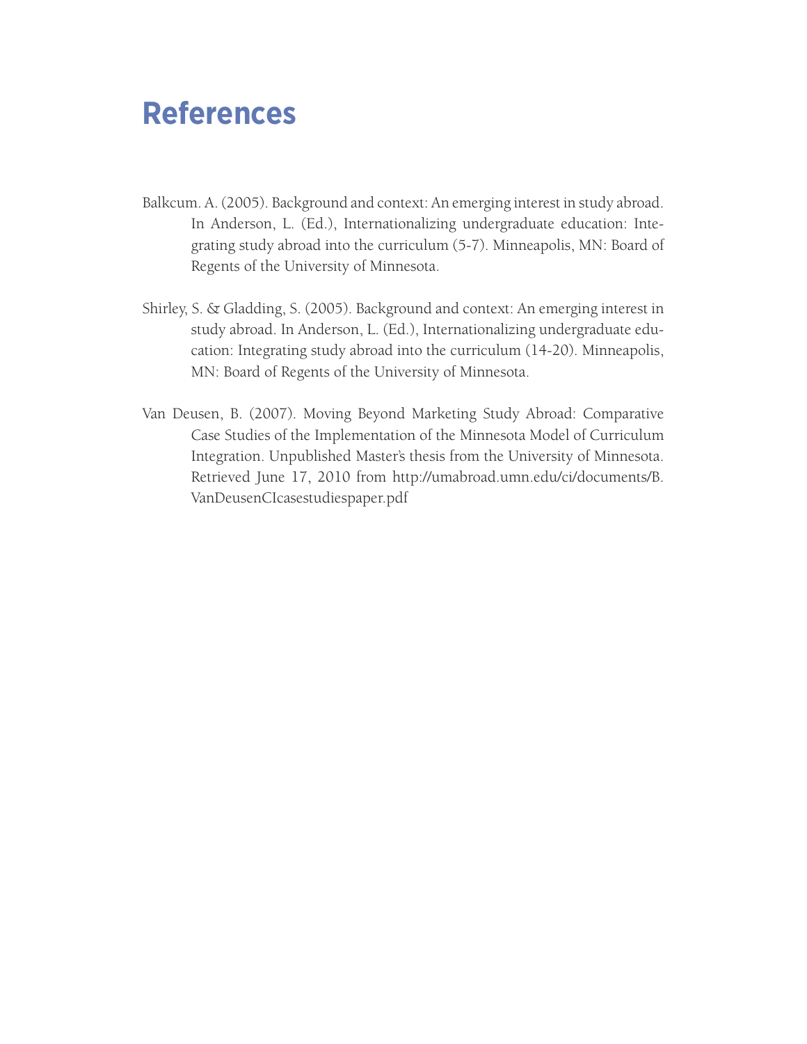# References

Balkcum. A. (2005). Background and context: An emerging interest in study abroad. In Anderson, L. (Ed.), Internationalizing undergraduate education: Integrating study abroad into the curriculum (5-7). Minneapolis, MN: Board of Regents of the University of Minnesota.

Shirley, S. & Gladding, S. (2005). Background and context: An emerging interest in study abroad. In Anderson, L. (Ed.), Internationalizing undergraduate education: Integrating study abroad into the curriculum (14-20). Minneapolis, MN: Board of Regents of the University of Minnesota.

Van Deusen, B. (2007). Moving Beyond Marketing Study Abroad: Comparative Case Studies of the Implementation of the Minnesota Model of Curriculum Integration. Unpublished Master's thesis from the University of Minnesota. Retrieved June 17, 2010 from http://umabroad.umn.edu/ci/documents/B.VanDeusenCIcasestudiespaper.pdf